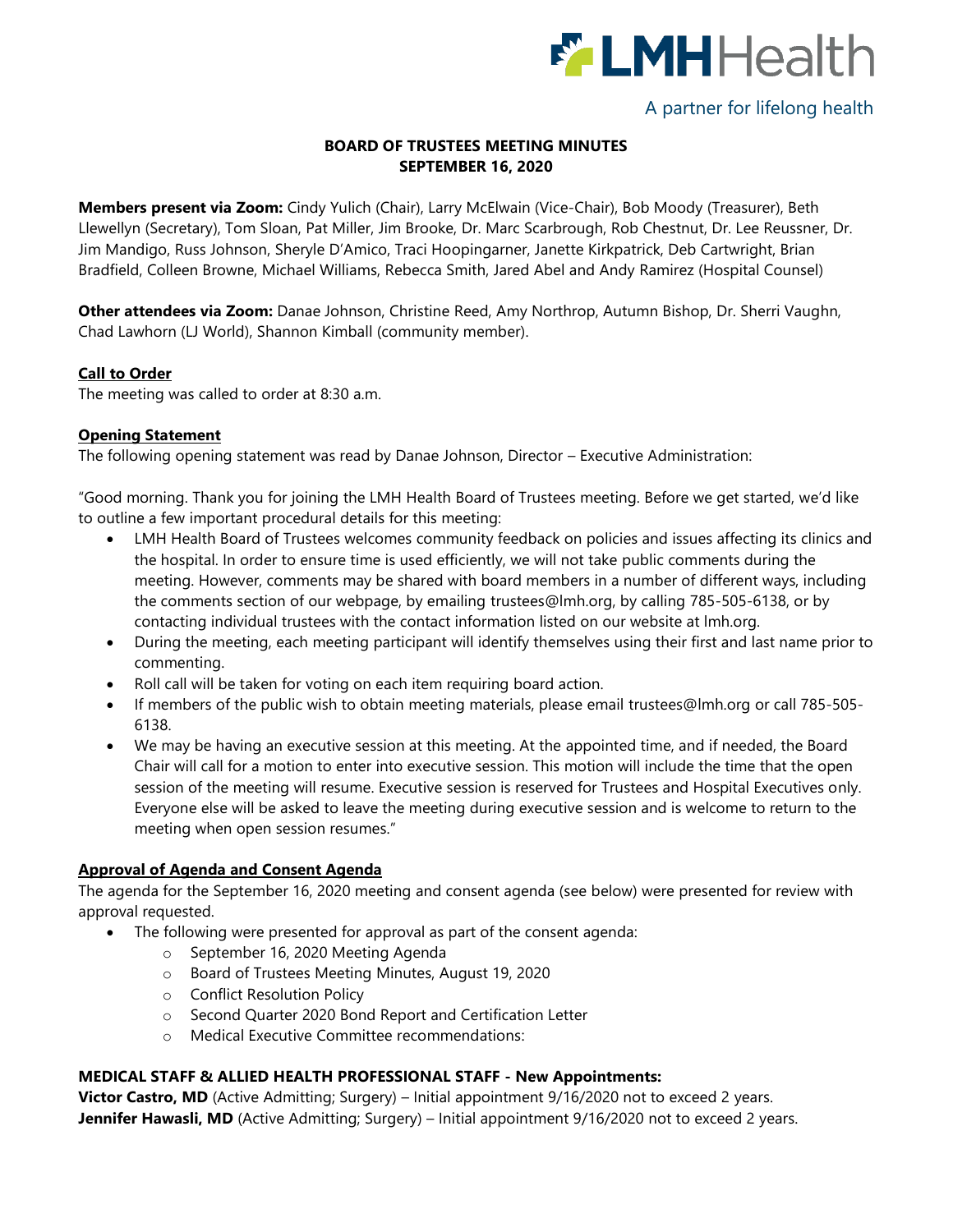LMHHealth

A partner for lifelong health

# BOARD OF TRUSTEES MEETING MINUTES
## SEPTEMBER 16, 2020

**Members present via Zoom:** Cindy Yulich (Chair), Larry McElwain (Vice-Chair), Bob Moody (Treasurer), Beth Llewellyn (Secretary), Tom Sloan, Pat Miller, Jim Brooke, Dr. Marc Scarbrough, Rob Chestnut, Dr. Lee Reussner, Dr. Jim Mandigo, Russ Johnson, Sheryle D'Amico, Traci Hoopingarner, Janette Kirkpatrick, Deb Cartwright, Brian Bradfield, Colleen Browne, Michael Williams, Rebecca Smith, Jared Abel and Andy Ramirez (Hospital Counsel)

**Other attendees via Zoom:** Danae Johnson, Christine Reed, Amy Northrop, Autumn Bishop, Dr. Sherri Vaughn, Chad Lawhorn (LJ World), Shannon Kimball (community member).

### Call to Order

The meeting was called to order at 8:30 a.m.

### Opening Statement

The following opening statement was read by Danae Johnson, Director – Executive Administration:

"Good morning. Thank you for joining the LMH Health Board of Trustees meeting. Before we get started, we'd like to outline a few important procedural details for this meeting:

- LMH Health Board of Trustees welcomes community feedback on policies and issues affecting its clinics and the hospital. In order to ensure time is used efficiently, we will not take public comments during the meeting. However, comments may be shared with board members in a number of different ways, including the comments section of our webpage, by emailing trustees@lmh.org, by calling 785-505-6138, or by contacting individual trustees with the contact information listed on our website at lmh.org.
- During the meeting, each meeting participant will identify themselves using their first and last name prior to commenting.
- Roll call will be taken for voting on each item requiring board action.
- If members of the public wish to obtain meeting materials, please email trustees@lmh.org or call 785-505-6138.
- We may be having an executive session at this meeting. At the appointed time, and if needed, the Board Chair will call for a motion to enter into executive session. This motion will include the time that the open session of the meeting will resume. Executive session is reserved for Trustees and Hospital Executives only. Everyone else will be asked to leave the meeting during executive session and is welcome to return to the meeting when open session resumes."

### Approval of Agenda and Consent Agenda

The agenda for the September 16, 2020 meeting and consent agenda (see below) were presented for review with approval requested.

- The following were presented for approval as part of the consent agenda:
  - September 16, 2020 Meeting Agenda
  - Board of Trustees Meeting Minutes, August 19, 2020
  - Conflict Resolution Policy
  - Second Quarter 2020 Bond Report and Certification Letter
  - Medical Executive Committee recommendations:

**MEDICAL STAFF & ALLIED HEALTH PROFESSIONAL STAFF - New Appointments:**

**Victor Castro, MD** (Active Admitting; Surgery) – Initial appointment 9/16/2020 not to exceed 2 years.
**Jennifer Hawasli, MD** (Active Admitting; Surgery) – Initial appointment 9/16/2020 not to exceed 2 years.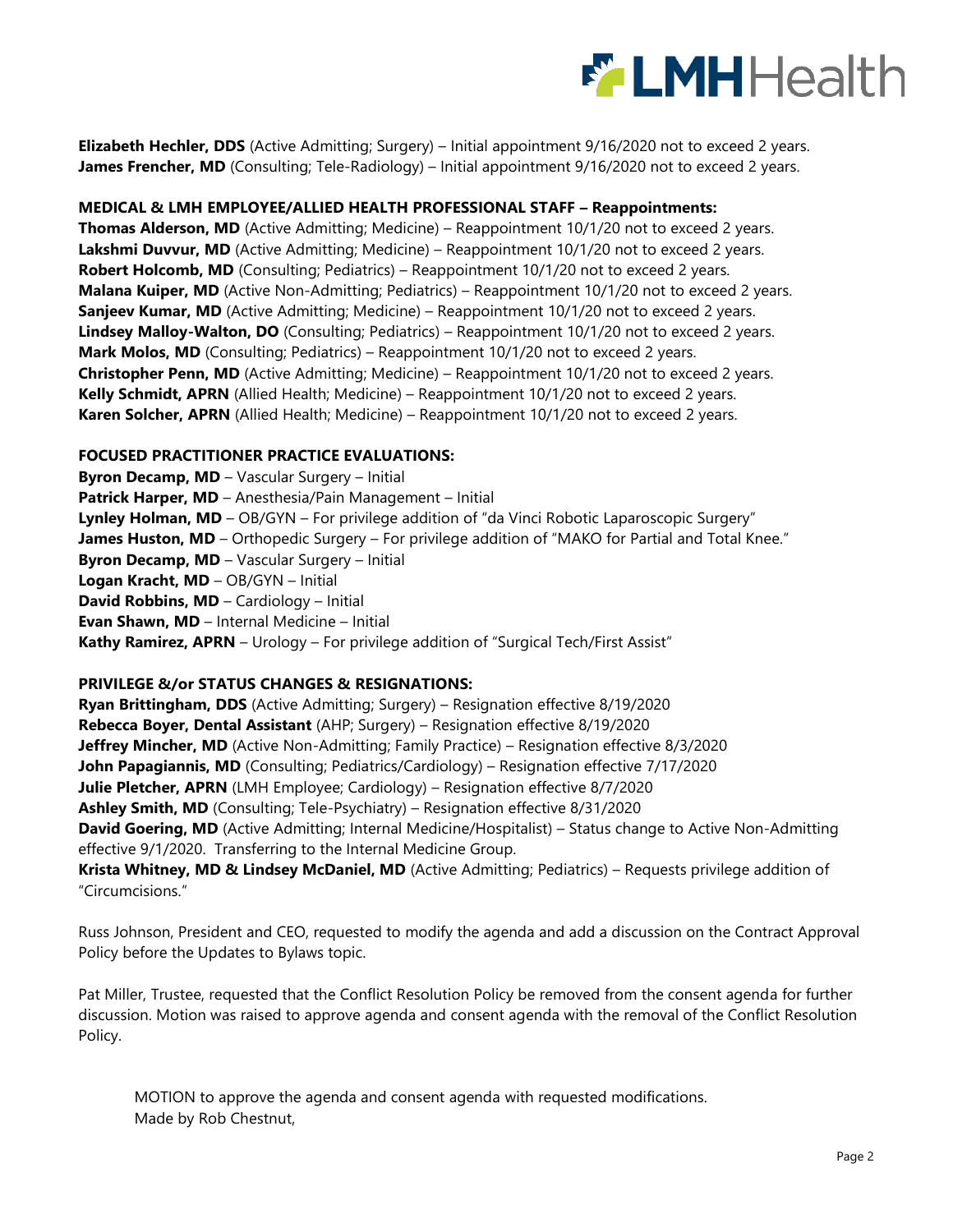**Elizabeth Hechler, DDS** (Active Admitting; Surgery) – Initial appointment 9/16/2020 not to exceed 2 years.
**James Frencher, MD** (Consulting; Tele-Radiology) – Initial appointment 9/16/2020 not to exceed 2 years.

**MEDICAL & LMH EMPLOYEE/ALLIED HEALTH PROFESSIONAL STAFF – Reappointments:**
**Thomas Alderson, MD** (Active Admitting; Medicine) – Reappointment 10/1/20 not to exceed 2 years.
**Lakshmi Duvvur, MD** (Active Admitting; Medicine) – Reappointment 10/1/20 not to exceed 2 years.
**Robert Holcomb, MD** (Consulting; Pediatrics) – Reappointment 10/1/20 not to exceed 2 years.
**Malana Kuiper, MD** (Active Non-Admitting; Pediatrics) – Reappointment 10/1/20 not to exceed 2 years.
**Sanjeev Kumar, MD** (Active Admitting; Medicine) – Reappointment 10/1/20 not to exceed 2 years.
**Lindsey Malloy-Walton, DO** (Consulting; Pediatrics) – Reappointment 10/1/20 not to exceed 2 years.
**Mark Molos, MD** (Consulting; Pediatrics) – Reappointment 10/1/20 not to exceed 2 years.
**Christopher Penn, MD** (Active Admitting; Medicine) – Reappointment 10/1/20 not to exceed 2 years.
**Kelly Schmidt, APRN** (Allied Health; Medicine) – Reappointment 10/1/20 not to exceed 2 years.
**Karen Solcher, APRN** (Allied Health; Medicine) – Reappointment 10/1/20 not to exceed 2 years.

**FOCUSED PRACTITIONER PRACTICE EVALUATIONS:**
**Byron Decamp, MD** – Vascular Surgery – Initial
**Patrick Harper, MD** – Anesthesia/Pain Management – Initial
**Lynley Holman, MD** – OB/GYN – For privilege addition of "da Vinci Robotic Laparoscopic Surgery"
**James Huston, MD** – Orthopedic Surgery – For privilege addition of "MAKO for Partial and Total Knee."
**Byron Decamp, MD** – Vascular Surgery – Initial
**Logan Kracht, MD** – OB/GYN – Initial
**David Robbins, MD** – Cardiology – Initial
**Evan Shawn, MD** – Internal Medicine – Initial
**Kathy Ramirez, APRN** – Urology – For privilege addition of "Surgical Tech/First Assist"

**PRIVILEGE &/or STATUS CHANGES & RESIGNATIONS:**
**Ryan Brittingham, DDS** (Active Admitting; Surgery) – Resignation effective 8/19/2020
**Rebecca Boyer, Dental Assistant** (AHP; Surgery) – Resignation effective 8/19/2020
**Jeffrey Mincher, MD** (Active Non-Admitting; Family Practice) – Resignation effective 8/3/2020
**John Papagiannis, MD** (Consulting; Pediatrics/Cardiology) – Resignation effective 7/17/2020
**Julie Pletcher, APRN** (LMH Employee; Cardiology) – Resignation effective 8/7/2020
**Ashley Smith, MD** (Consulting; Tele-Psychiatry) – Resignation effective 8/31/2020
**David Goering, MD** (Active Admitting; Internal Medicine/Hospitalist) – Status change to Active Non-Admitting effective 9/1/2020. Transferring to the Internal Medicine Group.
**Krista Whitney, MD & Lindsey McDaniel, MD** (Active Admitting; Pediatrics) – Requests privilege addition of "Circumcisions."

Russ Johnson, President and CEO, requested to modify the agenda and add a discussion on the Contract Approval Policy before the Updates to Bylaws topic.

Pat Miller, Trustee, requested that the Conflict Resolution Policy be removed from the consent agenda for further discussion. Motion was raised to approve agenda and consent agenda with the removal of the Conflict Resolution Policy.

MOTION to approve the agenda and consent agenda with requested modifications.
Made by Rob Chestnut,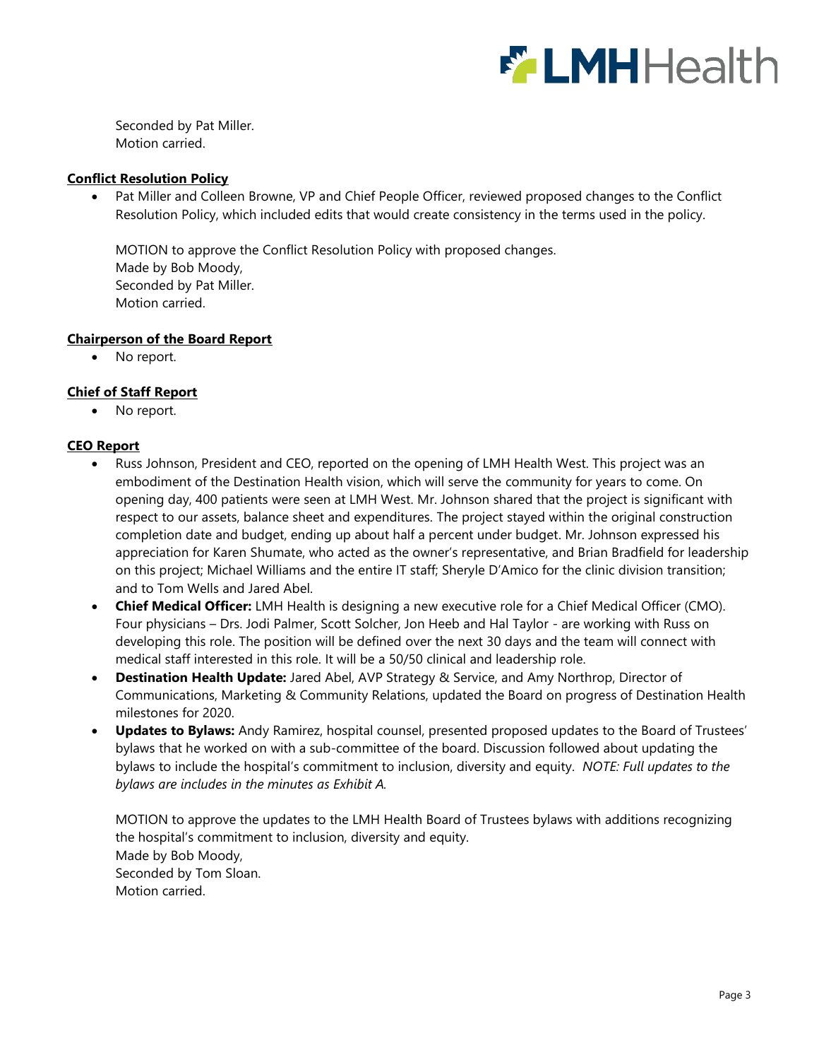Seconded by Pat Miller.
Motion carried.

**Conflict Resolution Policy**

- Pat Miller and Colleen Browne, VP and Chief People Officer, reviewed proposed changes to the Conflict Resolution Policy, which included edits that would create consistency in the terms used in the policy.

  MOTION to approve the Conflict Resolution Policy with proposed changes.
  Made by Bob Moody,
  Seconded by Pat Miller.
  Motion carried.

**Chairperson of the Board Report**

- No report.

**Chief of Staff Report**

- No report.

**CEO Report**

- Russ Johnson, President and CEO, reported on the opening of LMH Health West. This project was an embodiment of the Destination Health vision, which will serve the community for years to come. On opening day, 400 patients were seen at LMH West. Mr. Johnson shared that the project is significant with respect to our assets, balance sheet and expenditures. The project stayed within the original construction completion date and budget, ending up about half a percent under budget. Mr. Johnson expressed his appreciation for Karen Shumate, who acted as the owner's representative, and Brian Bradfield for leadership on this project; Michael Williams and the entire IT staff; Sheryle D'Amico for the clinic division transition; and to Tom Wells and Jared Abel.
- **Chief Medical Officer:** LMH Health is designing a new executive role for a Chief Medical Officer (CMO). Four physicians – Drs. Jodi Palmer, Scott Solcher, Jon Heeb and Hal Taylor - are working with Russ on developing this role. The position will be defined over the next 30 days and the team will connect with medical staff interested in this role. It will be a 50/50 clinical and leadership role.
- **Destination Health Update:** Jared Abel, AVP Strategy & Service, and Amy Northrop, Director of Communications, Marketing & Community Relations, updated the Board on progress of Destination Health milestones for 2020.
- **Updates to Bylaws:** Andy Ramirez, hospital counsel, presented proposed updates to the Board of Trustees' bylaws that he worked on with a sub-committee of the board. Discussion followed about updating the bylaws to include the hospital's commitment to inclusion, diversity and equity. *NOTE: Full updates to the bylaws are includes in the minutes as Exhibit A.*

  MOTION to approve the updates to the LMH Health Board of Trustees bylaws with additions recognizing the hospital's commitment to inclusion, diversity and equity.
  Made by Bob Moody,
  Seconded by Tom Sloan.
  Motion carried.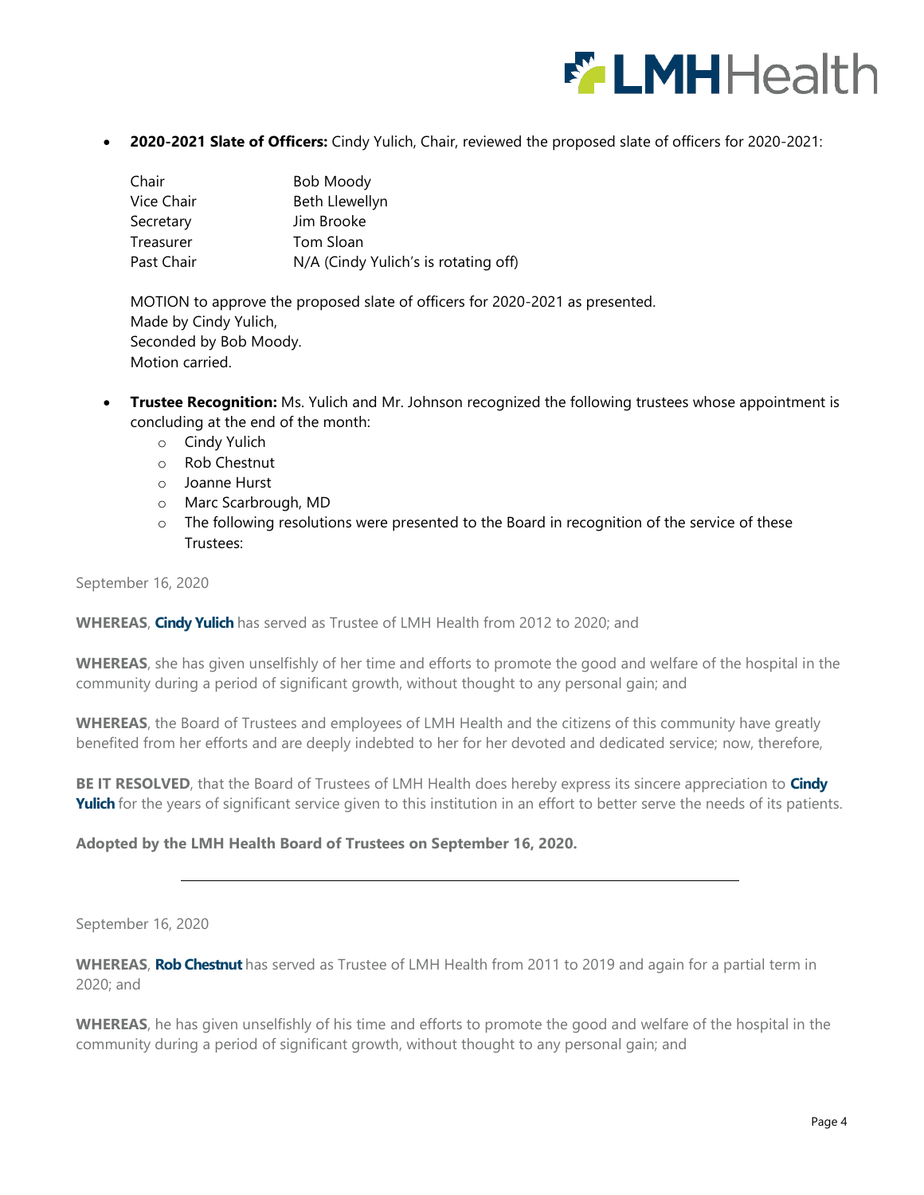- **2020-2021 Slate of Officers:** Cindy Yulich, Chair, reviewed the proposed slate of officers for 2020-2021:

  | | |
  |---|---|
  | Chair | Bob Moody |
  | Vice Chair | Beth Llewellyn |
  | Secretary | Jim Brooke |
  | Treasurer | Tom Sloan |
  | Past Chair | N/A (Cindy Yulich's is rotating off) |

  MOTION to approve the proposed slate of officers for 2020-2021 as presented.
  Made by Cindy Yulich,
  Seconded by Bob Moody.
  Motion carried.

- **Trustee Recognition:** Ms. Yulich and Mr. Johnson recognized the following trustees whose appointment is concluding at the end of the month:
  - Cindy Yulich
  - Rob Chestnut
  - Joanne Hurst
  - Marc Scarbrough, MD
  - The following resolutions were presented to the Board in recognition of the service of these Trustees:

September 16, 2020

**WHEREAS**, **Cindy Yulich** has served as Trustee of LMH Health from 2012 to 2020; and

**WHEREAS**, she has given unselfishly of her time and efforts to promote the good and welfare of the hospital in the community during a period of significant growth, without thought to any personal gain; and

**WHEREAS**, the Board of Trustees and employees of LMH Health and the citizens of this community have greatly benefited from her efforts and are deeply indebted to her for her devoted and dedicated service; now, therefore,

**BE IT RESOLVED**, that the Board of Trustees of LMH Health does hereby express its sincere appreciation to **Cindy Yulich** for the years of significant service given to this institution in an effort to better serve the needs of its patients.

**Adopted by the LMH Health Board of Trustees on September 16, 2020.**

---

September 16, 2020

**WHEREAS**, **Rob Chestnut** has served as Trustee of LMH Health from 2011 to 2019 and again for a partial term in 2020; and

**WHEREAS**, he has given unselfishly of his time and efforts to promote the good and welfare of the hospital in the community during a period of significant growth, without thought to any personal gain; and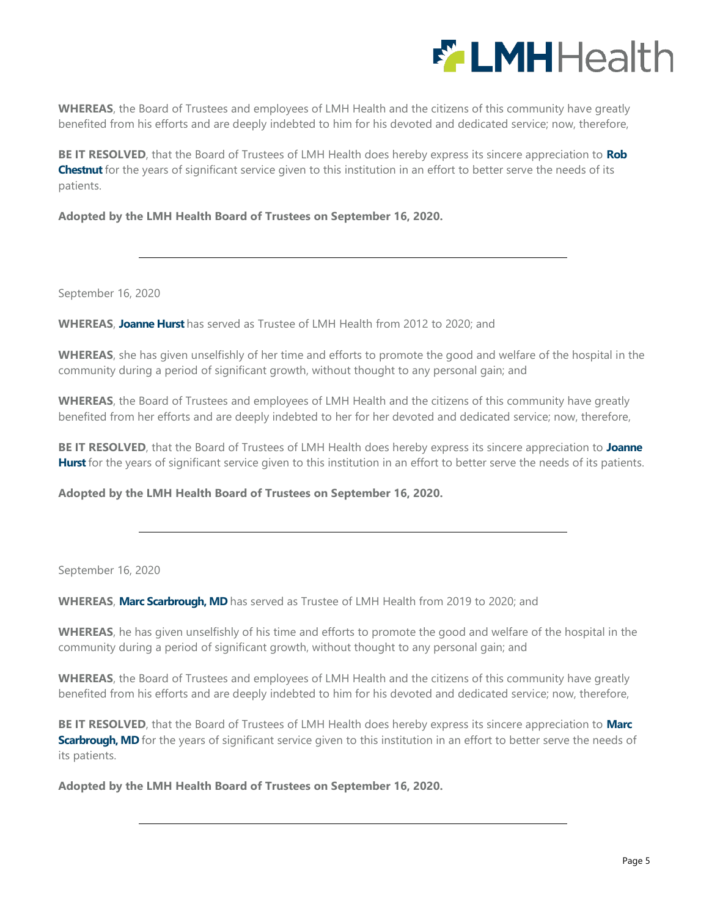**WHEREAS**, the Board of Trustees and employees of LMH Health and the citizens of this community have greatly benefited from his efforts and are deeply indebted to him for his devoted and dedicated service; now, therefore,

**BE IT RESOLVED**, that the Board of Trustees of LMH Health does hereby express its sincere appreciation to **Rob Chestnut** for the years of significant service given to this institution in an effort to better serve the needs of its patients.

**Adopted by the LMH Health Board of Trustees on September 16, 2020.**

---

September 16, 2020

**WHEREAS**, **Joanne Hurst** has served as Trustee of LMH Health from 2012 to 2020; and

**WHEREAS**, she has given unselfishly of her time and efforts to promote the good and welfare of the hospital in the community during a period of significant growth, without thought to any personal gain; and

**WHEREAS**, the Board of Trustees and employees of LMH Health and the citizens of this community have greatly benefited from her efforts and are deeply indebted to her for her devoted and dedicated service; now, therefore,

**BE IT RESOLVED**, that the Board of Trustees of LMH Health does hereby express its sincere appreciation to **Joanne Hurst** for the years of significant service given to this institution in an effort to better serve the needs of its patients.

**Adopted by the LMH Health Board of Trustees on September 16, 2020.**

---

September 16, 2020

**WHEREAS**, **Marc Scarbrough, MD** has served as Trustee of LMH Health from 2019 to 2020; and

**WHEREAS**, he has given unselfishly of his time and efforts to promote the good and welfare of the hospital in the community during a period of significant growth, without thought to any personal gain; and

**WHEREAS**, the Board of Trustees and employees of LMH Health and the citizens of this community have greatly benefited from his efforts and are deeply indebted to him for his devoted and dedicated service; now, therefore,

**BE IT RESOLVED**, that the Board of Trustees of LMH Health does hereby express its sincere appreciation to **Marc Scarbrough, MD** for the years of significant service given to this institution in an effort to better serve the needs of its patients.

**Adopted by the LMH Health Board of Trustees on September 16, 2020.**

---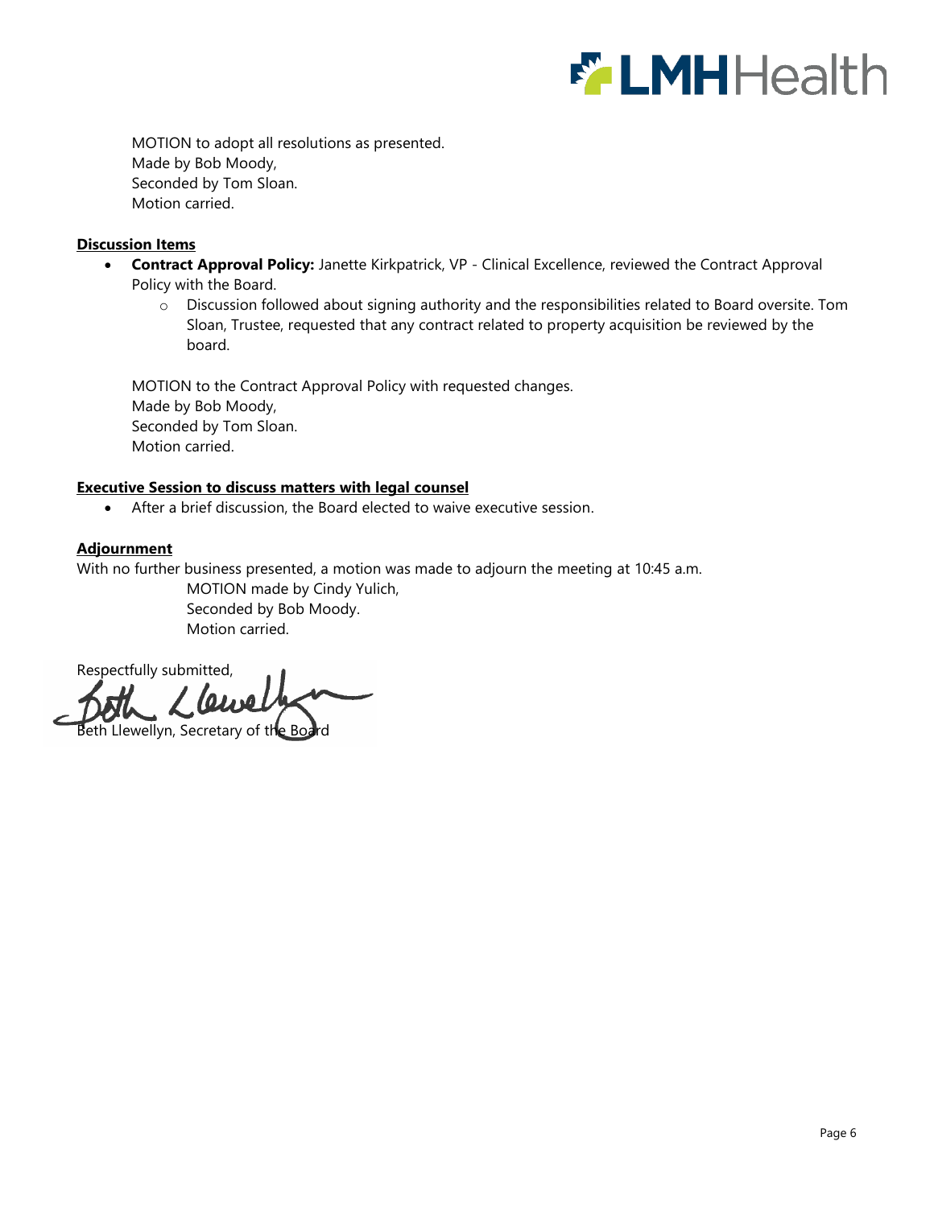MOTION to adopt all resolutions as presented.
Made by Bob Moody,
Seconded by Tom Sloan.
Motion carried.

**Discussion Items**

- **Contract Approval Policy:** Janette Kirkpatrick, VP - Clinical Excellence, reviewed the Contract Approval Policy with the Board.
  - Discussion followed about signing authority and the responsibilities related to Board oversite. Tom Sloan, Trustee, requested that any contract related to property acquisition be reviewed by the board.

MOTION to the Contract Approval Policy with requested changes.
Made by Bob Moody,
Seconded by Tom Sloan.
Motion carried.

**Executive Session to discuss matters with legal counsel**

- After a brief discussion, the Board elected to waive executive session.

**Adjournment**

With no further business presented, a motion was made to adjourn the meeting at 10:45 a.m.
MOTION made by Cindy Yulich,
Seconded by Bob Moody.
Motion carried.

Respectfully submitted,

Beth Llewellyn, Secretary of the Board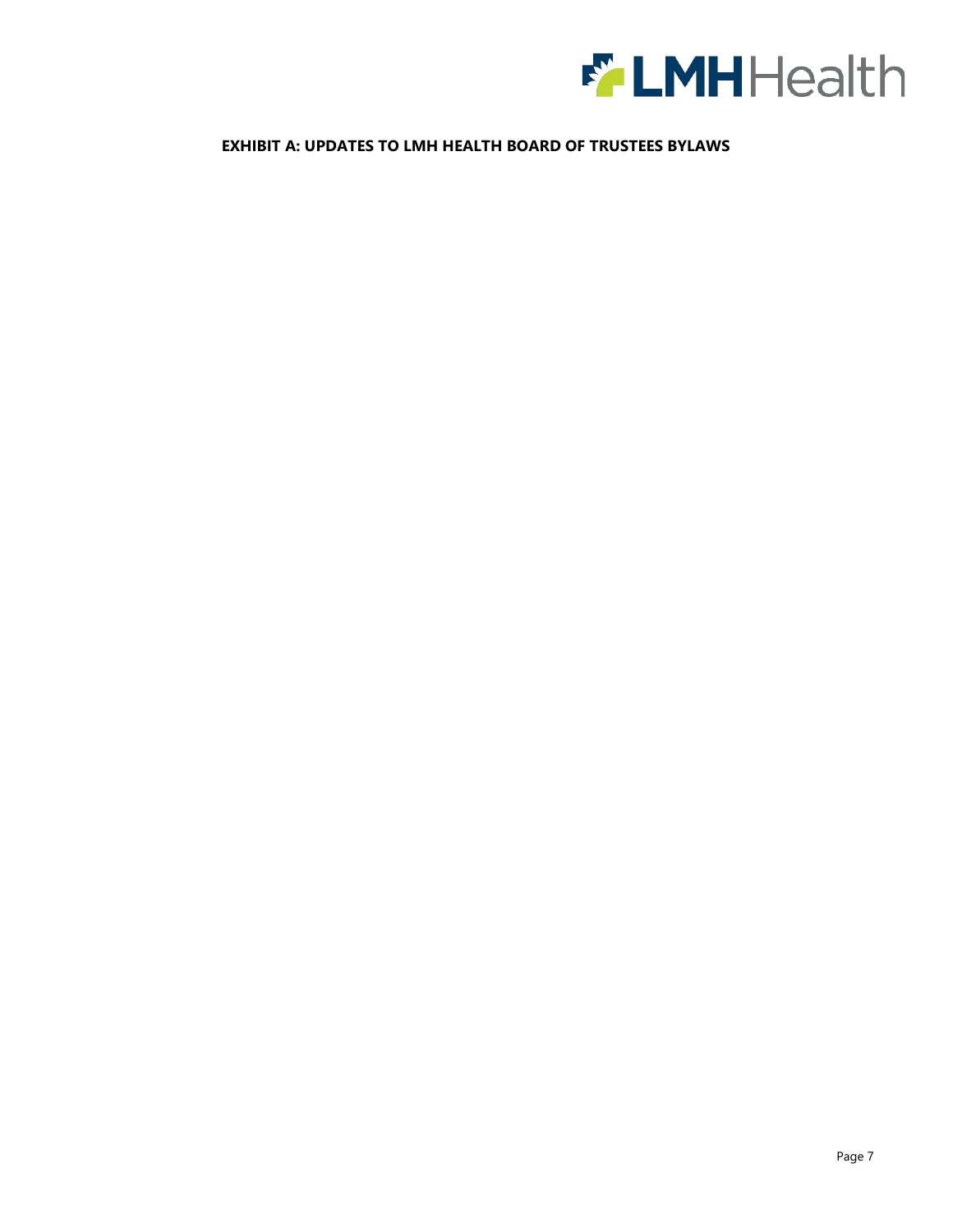**EXHIBIT A: UPDATES TO LMH HEALTH BOARD OF TRUSTEES BYLAWS**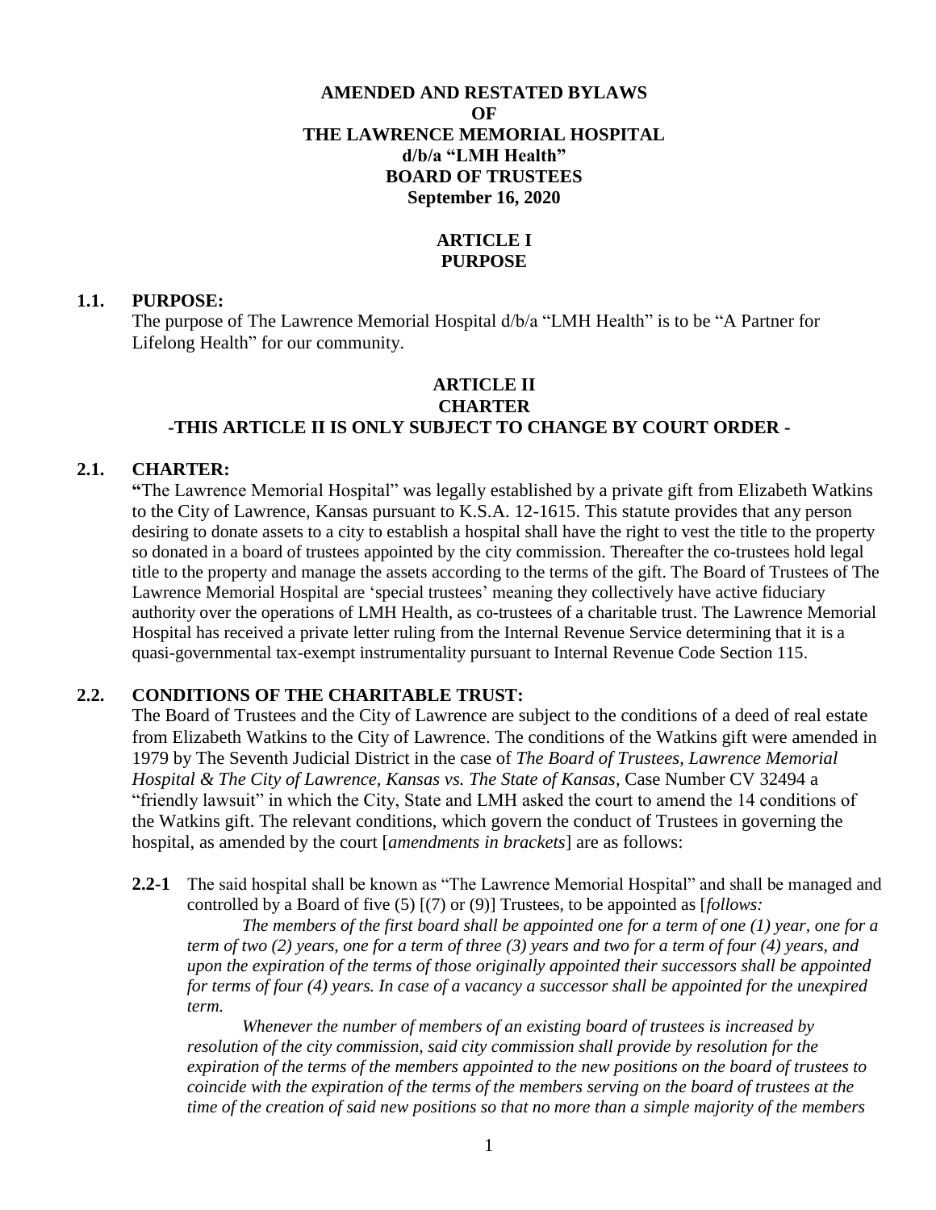# AMENDED AND RESTATED BYLAWS OF THE LAWRENCE MEMORIAL HOSPITAL d/b/a "LMH Health" BOARD OF TRUSTEES

**September 16, 2020**

## ARTICLE I
## PURPOSE

### 1.1. PURPOSE:

The purpose of The Lawrence Memorial Hospital d/b/a "LMH Health" is to be "A Partner for Lifelong Health" for our community.

## ARTICLE II
## CHARTER
## -THIS ARTICLE II IS ONLY SUBJECT TO CHANGE BY COURT ORDER -

### 2.1. CHARTER:

"The Lawrence Memorial Hospital" was legally established by a private gift from Elizabeth Watkins to the City of Lawrence, Kansas pursuant to K.S.A. 12-1615. This statute provides that any person desiring to donate assets to a city to establish a hospital shall have the right to vest the title to the property so donated in a board of trustees appointed by the city commission. Thereafter the co-trustees hold legal title to the property and manage the assets according to the terms of the gift. The Board of Trustees of The Lawrence Memorial Hospital are 'special trustees' meaning they collectively have active fiduciary authority over the operations of LMH Health, as co-trustees of a charitable trust. The Lawrence Memorial Hospital has received a private letter ruling from the Internal Revenue Service determining that it is a quasi-governmental tax-exempt instrumentality pursuant to Internal Revenue Code Section 115.

### 2.2. CONDITIONS OF THE CHARITABLE TRUST:

The Board of Trustees and the City of Lawrence are subject to the conditions of a deed of real estate from Elizabeth Watkins to the City of Lawrence. The conditions of the Watkins gift were amended in 1979 by The Seventh Judicial District in the case of *The Board of Trustees, Lawrence Memorial Hospital & The City of Lawrence, Kansas vs. The State of Kansas*, Case Number CV 32494 a "friendly lawsuit" in which the City, State and LMH asked the court to amend the 14 conditions of the Watkins gift. The relevant conditions, which govern the conduct of Trustees in governing the hospital, as amended by the court [*amendments in brackets*] are as follows:

**2.2-1** The said hospital shall be known as "The Lawrence Memorial Hospital" and shall be managed and controlled by a Board of five (5) [(7) or (9)] Trustees, to be appointed as [*follows:*

*The members of the first board shall be appointed one for a term of one (1) year, one for a term of two (2) years, one for a term of three (3) years and two for a term of four (4) years, and upon the expiration of the terms of those originally appointed their successors shall be appointed for terms of four (4) years. In case of a vacancy a successor shall be appointed for the unexpired term.*

*Whenever the number of members of an existing board of trustees is increased by resolution of the city commission, said city commission shall provide by resolution for the expiration of the terms of the members appointed to the new positions on the board of trustees to coincide with the expiration of the terms of the members serving on the board of trustees at the time of the creation of said new positions so that no more than a simple majority of the members*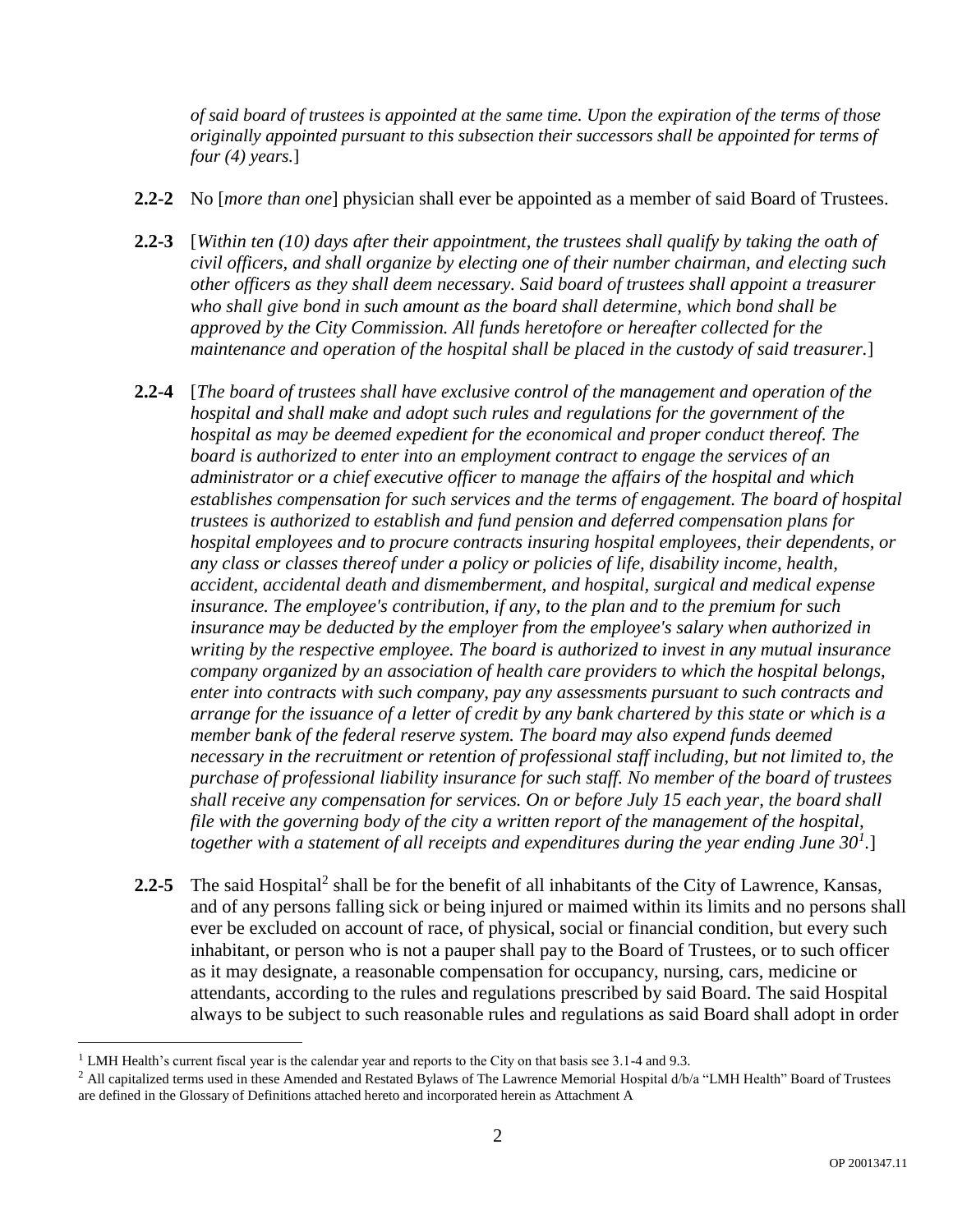*of said board of trustees is appointed at the same time. Upon the expiration of the terms of those originally appointed pursuant to this subsection their successors shall be appointed for terms of four (4) years.*]

**2.2-2** No [*more than one*] physician shall ever be appointed as a member of said Board of Trustees.

**2.2-3** [*Within ten (10) days after their appointment, the trustees shall qualify by taking the oath of civil officers, and shall organize by electing one of their number chairman, and electing such other officers as they shall deem necessary. Said board of trustees shall appoint a treasurer who shall give bond in such amount as the board shall determine, which bond shall be approved by the City Commission. All funds heretofore or hereafter collected for the maintenance and operation of the hospital shall be placed in the custody of said treasurer.*]

**2.2-4** [*The board of trustees shall have exclusive control of the management and operation of the hospital and shall make and adopt such rules and regulations for the government of the hospital as may be deemed expedient for the economical and proper conduct thereof. The board is authorized to enter into an employment contract to engage the services of an administrator or a chief executive officer to manage the affairs of the hospital and which establishes compensation for such services and the terms of engagement. The board of hospital trustees is authorized to establish and fund pension and deferred compensation plans for hospital employees and to procure contracts insuring hospital employees, their dependents, or any class or classes thereof under a policy or policies of life, disability income, health, accident, accidental death and dismemberment, and hospital, surgical and medical expense insurance. The employee's contribution, if any, to the plan and to the premium for such insurance may be deducted by the employer from the employee's salary when authorized in writing by the respective employee. The board is authorized to invest in any mutual insurance company organized by an association of health care providers to which the hospital belongs, enter into contracts with such company, pay any assessments pursuant to such contracts and arrange for the issuance of a letter of credit by any bank chartered by this state or which is a member bank of the federal reserve system. The board may also expend funds deemed necessary in the recruitment or retention of professional staff including, but not limited to, the purchase of professional liability insurance for such staff. No member of the board of trustees shall receive any compensation for services. On or before July 15 each year, the board shall file with the governing body of the city a written report of the management of the hospital, together with a statement of all receipts and expenditures during the year ending June 30*[1].]

**2.2-5** The said Hospital[2] shall be for the benefit of all inhabitants of the City of Lawrence, Kansas, and of any persons falling sick or being injured or maimed within its limits and no persons shall ever be excluded on account of race, of physical, social or financial condition, but every such inhabitant, or person who is not a pauper shall pay to the Board of Trustees, or to such officer as it may designate, a reasonable compensation for occupancy, nursing, cars, medicine or attendants, according to the rules and regulations prescribed by said Board. The said Hospital always to be subject to such reasonable rules and regulations as said Board shall adopt in order

---

[1] LMH Health's current fiscal year is the calendar year and reports to the City on that basis see 3.1-4 and 9.3.

[2] All capitalized terms used in these Amended and Restated Bylaws of The Lawrence Memorial Hospital d/b/a "LMH Health" Board of Trustees are defined in the Glossary of Definitions attached hereto and incorporated herein as Attachment A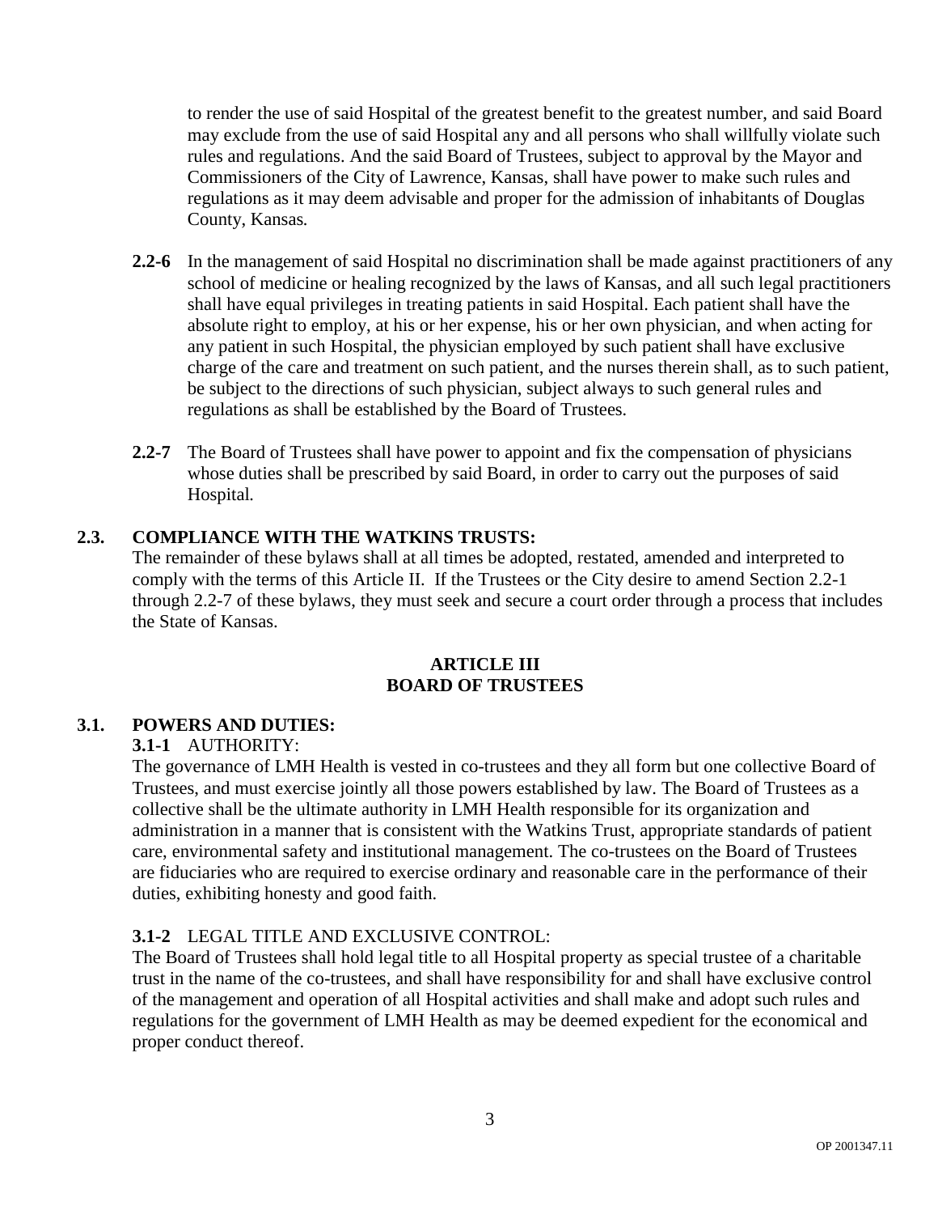to render the use of said Hospital of the greatest benefit to the greatest number, and said Board may exclude from the use of said Hospital any and all persons who shall willfully violate such rules and regulations. And the said Board of Trustees, subject to approval by the Mayor and Commissioners of the City of Lawrence, Kansas, shall have power to make such rules and regulations as it may deem advisable and proper for the admission of inhabitants of Douglas County, Kansas.

**2.2-6** In the management of said Hospital no discrimination shall be made against practitioners of any school of medicine or healing recognized by the laws of Kansas, and all such legal practitioners shall have equal privileges in treating patients in said Hospital. Each patient shall have the absolute right to employ, at his or her expense, his or her own physician, and when acting for any patient in such Hospital, the physician employed by such patient shall have exclusive charge of the care and treatment on such patient, and the nurses therein shall, as to such patient, be subject to the directions of such physician, subject always to such general rules and regulations as shall be established by the Board of Trustees.

**2.2-7** The Board of Trustees shall have power to appoint and fix the compensation of physicians whose duties shall be prescribed by said Board, in order to carry out the purposes of said Hospital.

**2.3. COMPLIANCE WITH THE WATKINS TRUSTS:**

The remainder of these bylaws shall at all times be adopted, restated, amended and interpreted to comply with the terms of this Article II. If the Trustees or the City desire to amend Section 2.2-1 through 2.2-7 of these bylaws, they must seek and secure a court order through a process that includes the State of Kansas.

## ARTICLE III
## BOARD OF TRUSTEES

**3.1. POWERS AND DUTIES:**

**3.1-1** AUTHORITY:

The governance of LMH Health is vested in co-trustees and they all form but one collective Board of Trustees, and must exercise jointly all those powers established by law. The Board of Trustees as a collective shall be the ultimate authority in LMH Health responsible for its organization and administration in a manner that is consistent with the Watkins Trust, appropriate standards of patient care, environmental safety and institutional management. The co-trustees on the Board of Trustees are fiduciaries who are required to exercise ordinary and reasonable care in the performance of their duties, exhibiting honesty and good faith.

**3.1-2** LEGAL TITLE AND EXCLUSIVE CONTROL:

The Board of Trustees shall hold legal title to all Hospital property as special trustee of a charitable trust in the name of the co-trustees, and shall have responsibility for and shall have exclusive control of the management and operation of all Hospital activities and shall make and adopt such rules and regulations for the government of LMH Health as may be deemed expedient for the economical and proper conduct thereof.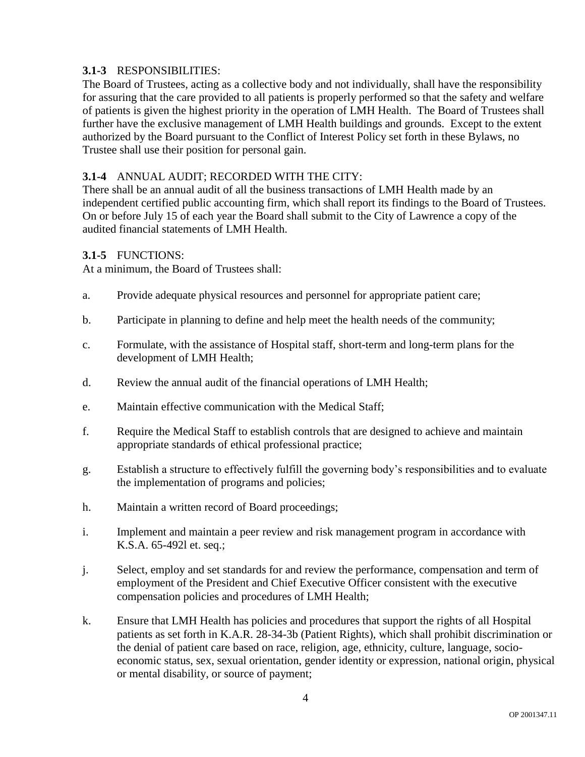**3.1-3** RESPONSIBILITIES:
The Board of Trustees, acting as a collective body and not individually, shall have the responsibility for assuring that the care provided to all patients is properly performed so that the safety and welfare of patients is given the highest priority in the operation of LMH Health. The Board of Trustees shall further have the exclusive management of LMH Health buildings and grounds. Except to the extent authorized by the Board pursuant to the Conflict of Interest Policy set forth in these Bylaws, no Trustee shall use their position for personal gain.

**3.1-4** ANNUAL AUDIT; RECORDED WITH THE CITY:
There shall be an annual audit of all the business transactions of LMH Health made by an independent certified public accounting firm, which shall report its findings to the Board of Trustees. On or before July 15 of each year the Board shall submit to the City of Lawrence a copy of the audited financial statements of LMH Health.

**3.1-5** FUNCTIONS:
At a minimum, the Board of Trustees shall:

a. Provide adequate physical resources and personnel for appropriate patient care;

b. Participate in planning to define and help meet the health needs of the community;

c. Formulate, with the assistance of Hospital staff, short-term and long-term plans for the development of LMH Health;

d. Review the annual audit of the financial operations of LMH Health;

e. Maintain effective communication with the Medical Staff;

f. Require the Medical Staff to establish controls that are designed to achieve and maintain appropriate standards of ethical professional practice;

g. Establish a structure to effectively fulfill the governing body's responsibilities and to evaluate the implementation of programs and policies;

h. Maintain a written record of Board proceedings;

i. Implement and maintain a peer review and risk management program in accordance with K.S.A. 65-492l et. seq.;

j. Select, employ and set standards for and review the performance, compensation and term of employment of the President and Chief Executive Officer consistent with the executive compensation policies and procedures of LMH Health;

k. Ensure that LMH Health has policies and procedures that support the rights of all Hospital patients as set forth in K.A.R. 28-34-3b (Patient Rights), which shall prohibit discrimination or the denial of patient care based on race, religion, age, ethnicity, culture, language, socio-economic status, sex, sexual orientation, gender identity or expression, national origin, physical or mental disability, or source of payment;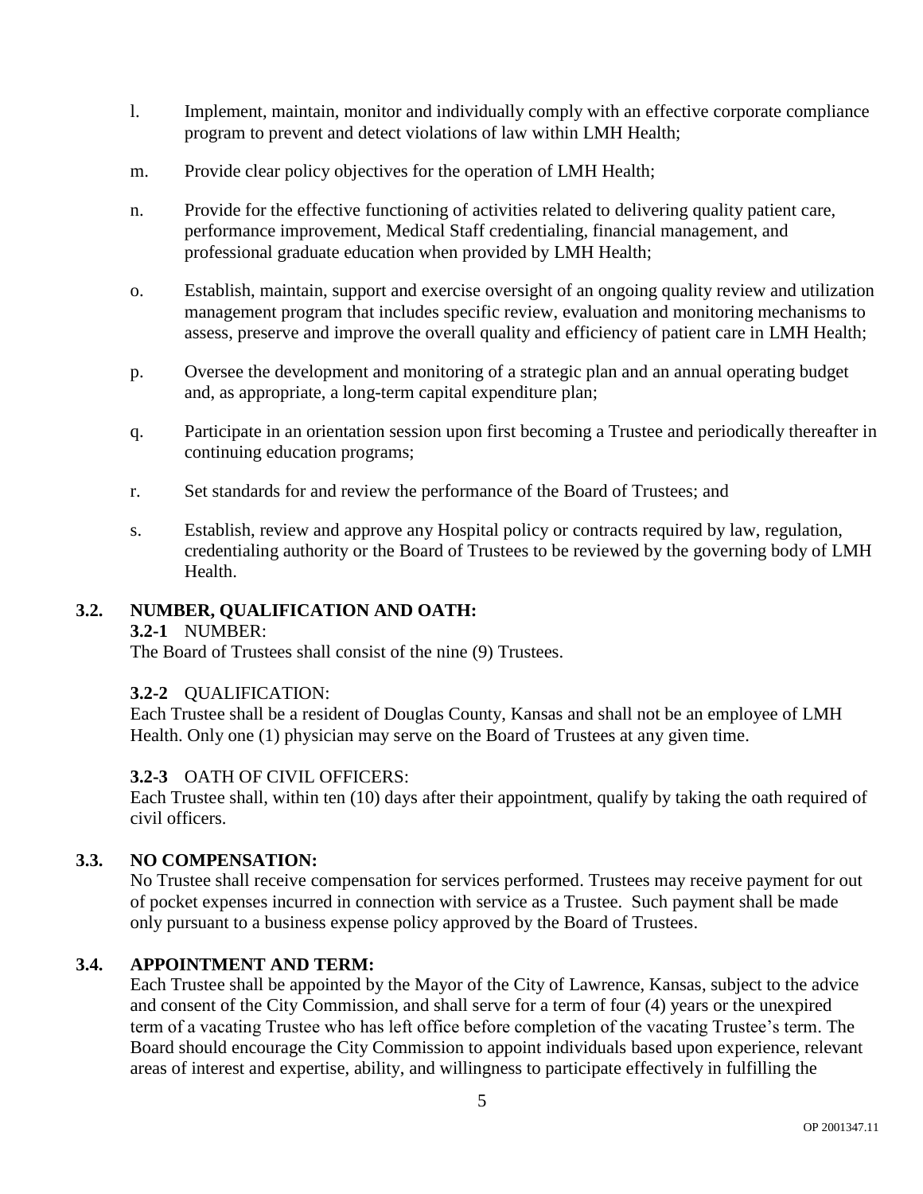l. Implement, maintain, monitor and individually comply with an effective corporate compliance program to prevent and detect violations of law within LMH Health;

m. Provide clear policy objectives for the operation of LMH Health;

n. Provide for the effective functioning of activities related to delivering quality patient care, performance improvement, Medical Staff credentialing, financial management, and professional graduate education when provided by LMH Health;

o. Establish, maintain, support and exercise oversight of an ongoing quality review and utilization management program that includes specific review, evaluation and monitoring mechanisms to assess, preserve and improve the overall quality and efficiency of patient care in LMH Health;

p. Oversee the development and monitoring of a strategic plan and an annual operating budget and, as appropriate, a long-term capital expenditure plan;

q. Participate in an orientation session upon first becoming a Trustee and periodically thereafter in continuing education programs;

r. Set standards for and review the performance of the Board of Trustees; and

s. Establish, review and approve any Hospital policy or contracts required by law, regulation, credentialing authority or the Board of Trustees to be reviewed by the governing body of LMH Health.

## 3.2. NUMBER, QUALIFICATION AND OATH:

**3.2-1** NUMBER:
The Board of Trustees shall consist of the nine (9) Trustees.

**3.2-2** QUALIFICATION:
Each Trustee shall be a resident of Douglas County, Kansas and shall not be an employee of LMH Health. Only one (1) physician may serve on the Board of Trustees at any given time.

**3.2-3** OATH OF CIVIL OFFICERS:
Each Trustee shall, within ten (10) days after their appointment, qualify by taking the oath required of civil officers.

## 3.3. NO COMPENSATION:

No Trustee shall receive compensation for services performed. Trustees may receive payment for out of pocket expenses incurred in connection with service as a Trustee. Such payment shall be made only pursuant to a business expense policy approved by the Board of Trustees.

## 3.4. APPOINTMENT AND TERM:

Each Trustee shall be appointed by the Mayor of the City of Lawrence, Kansas, subject to the advice and consent of the City Commission, and shall serve for a term of four (4) years or the unexpired term of a vacating Trustee who has left office before completion of the vacating Trustee's term. The Board should encourage the City Commission to appoint individuals based upon experience, relevant areas of interest and expertise, ability, and willingness to participate effectively in fulfilling the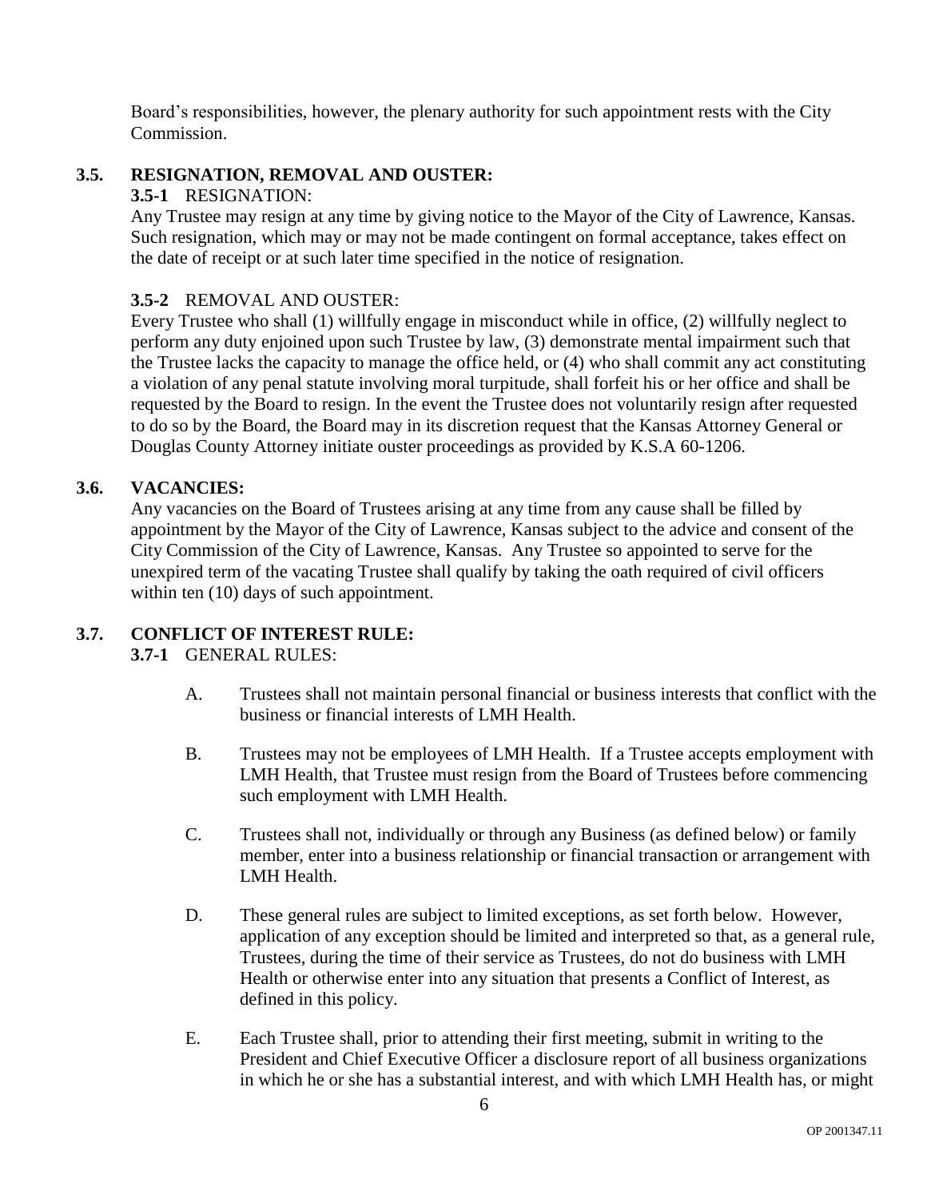Board's responsibilities, however, the plenary authority for such appointment rests with the City Commission.

## 3.5. RESIGNATION, REMOVAL AND OUSTER:

**3.5-1** RESIGNATION:

Any Trustee may resign at any time by giving notice to the Mayor of the City of Lawrence, Kansas. Such resignation, which may or may not be made contingent on formal acceptance, takes effect on the date of receipt or at such later time specified in the notice of resignation.

**3.5-2** REMOVAL AND OUSTER:

Every Trustee who shall (1) willfully engage in misconduct while in office, (2) willfully neglect to perform any duty enjoined upon such Trustee by law, (3) demonstrate mental impairment such that the Trustee lacks the capacity to manage the office held, or (4) who shall commit any act constituting a violation of any penal statute involving moral turpitude, shall forfeit his or her office and shall be requested by the Board to resign. In the event the Trustee does not voluntarily resign after requested to do so by the Board, the Board may in its discretion request that the Kansas Attorney General or Douglas County Attorney initiate ouster proceedings as provided by K.S.A 60-1206.

## 3.6. VACANCIES:

Any vacancies on the Board of Trustees arising at any time from any cause shall be filled by appointment by the Mayor of the City of Lawrence, Kansas subject to the advice and consent of the City Commission of the City of Lawrence, Kansas. Any Trustee so appointed to serve for the unexpired term of the vacating Trustee shall qualify by taking the oath required of civil officers within ten (10) days of such appointment.

## 3.7. CONFLICT OF INTEREST RULE:

**3.7-1** GENERAL RULES:

A. Trustees shall not maintain personal financial or business interests that conflict with the business or financial interests of LMH Health.

B. Trustees may not be employees of LMH Health. If a Trustee accepts employment with LMH Health, that Trustee must resign from the Board of Trustees before commencing such employment with LMH Health.

C. Trustees shall not, individually or through any Business (as defined below) or family member, enter into a business relationship or financial transaction or arrangement with LMH Health.

D. These general rules are subject to limited exceptions, as set forth below. However, application of any exception should be limited and interpreted so that, as a general rule, Trustees, during the time of their service as Trustees, do not do business with LMH Health or otherwise enter into any situation that presents a Conflict of Interest, as defined in this policy.

E. Each Trustee shall, prior to attending their first meeting, submit in writing to the President and Chief Executive Officer a disclosure report of all business organizations in which he or she has a substantial interest, and with which LMH Health has, or might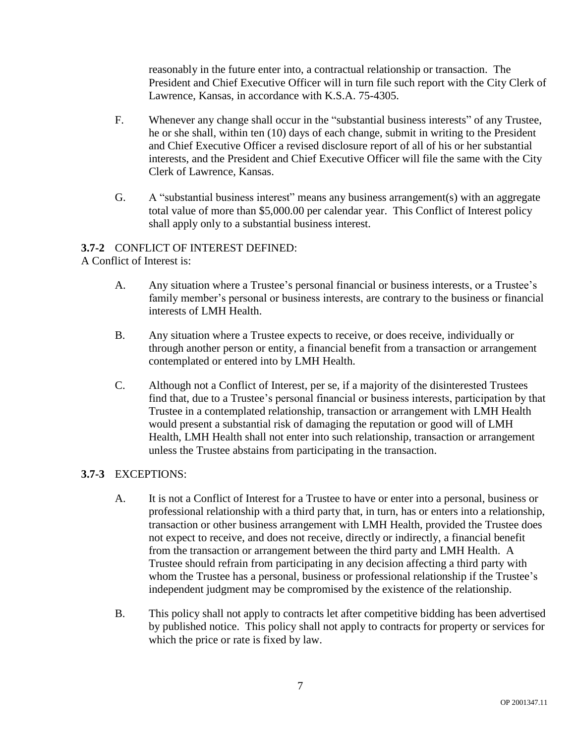reasonably in the future enter into, a contractual relationship or transaction. The President and Chief Executive Officer will in turn file such report with the City Clerk of Lawrence, Kansas, in accordance with K.S.A. 75-4305.

F. Whenever any change shall occur in the "substantial business interests" of any Trustee, he or she shall, within ten (10) days of each change, submit in writing to the President and Chief Executive Officer a revised disclosure report of all of his or her substantial interests, and the President and Chief Executive Officer will file the same with the City Clerk of Lawrence, Kansas.

G. A "substantial business interest" means any business arrangement(s) with an aggregate total value of more than $5,000.00 per calendar year. This Conflict of Interest policy shall apply only to a substantial business interest.

**3.7-2** CONFLICT OF INTEREST DEFINED:

A Conflict of Interest is:

A. Any situation where a Trustee's personal financial or business interests, or a Trustee's family member's personal or business interests, are contrary to the business or financial interests of LMH Health.

B. Any situation where a Trustee expects to receive, or does receive, individually or through another person or entity, a financial benefit from a transaction or arrangement contemplated or entered into by LMH Health.

C. Although not a Conflict of Interest, per se, if a majority of the disinterested Trustees find that, due to a Trustee's personal financial or business interests, participation by that Trustee in a contemplated relationship, transaction or arrangement with LMH Health would present a substantial risk of damaging the reputation or good will of LMH Health, LMH Health shall not enter into such relationship, transaction or arrangement unless the Trustee abstains from participating in the transaction.

**3.7-3** EXCEPTIONS:

A. It is not a Conflict of Interest for a Trustee to have or enter into a personal, business or professional relationship with a third party that, in turn, has or enters into a relationship, transaction or other business arrangement with LMH Health, provided the Trustee does not expect to receive, and does not receive, directly or indirectly, a financial benefit from the transaction or arrangement between the third party and LMH Health. A Trustee should refrain from participating in any decision affecting a third party with whom the Trustee has a personal, business or professional relationship if the Trustee's independent judgment may be compromised by the existence of the relationship.

B. This policy shall not apply to contracts let after competitive bidding has been advertised by published notice. This policy shall not apply to contracts for property or services for which the price or rate is fixed by law.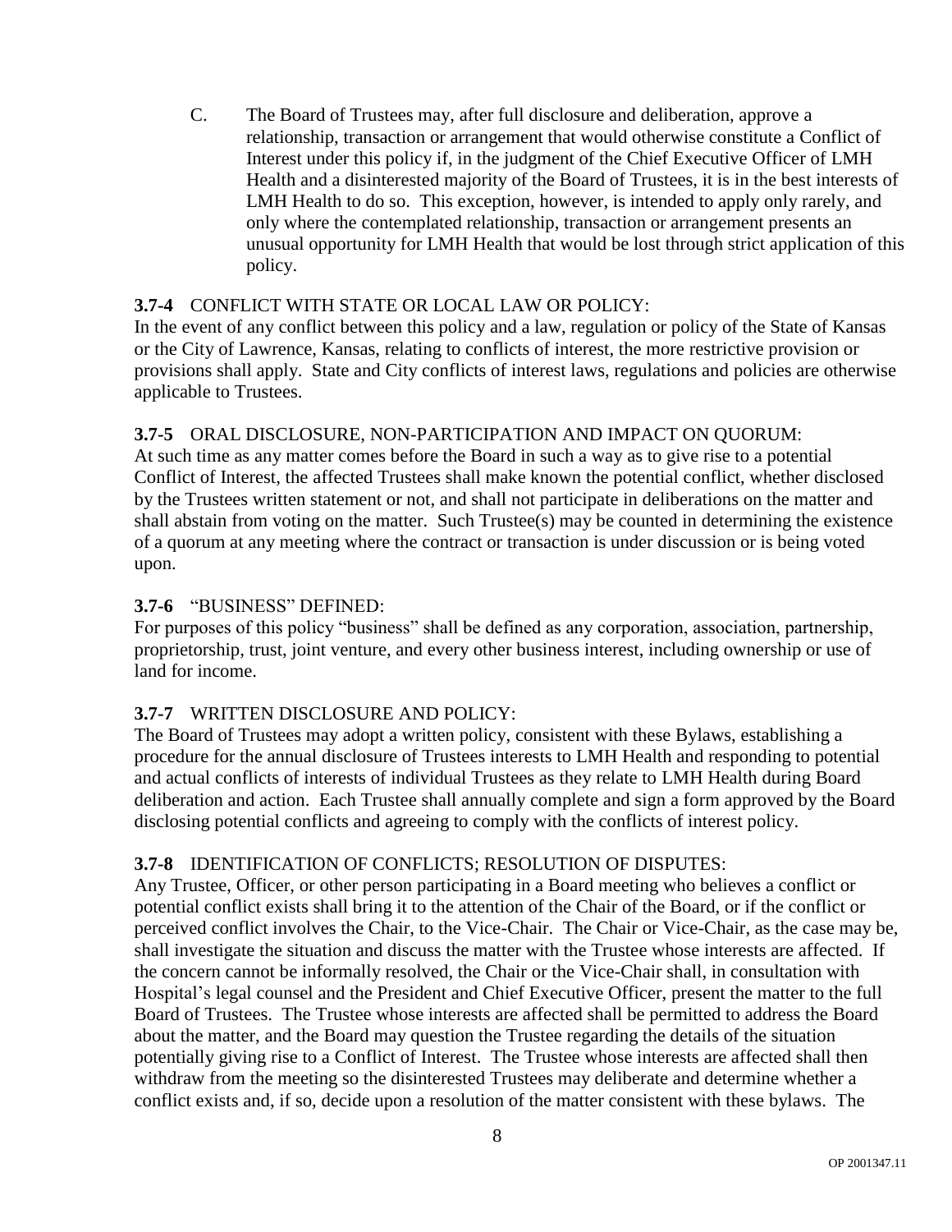C. The Board of Trustees may, after full disclosure and deliberation, approve a relationship, transaction or arrangement that would otherwise constitute a Conflict of Interest under this policy if, in the judgment of the Chief Executive Officer of LMH Health and a disinterested majority of the Board of Trustees, it is in the best interests of LMH Health to do so. This exception, however, is intended to apply only rarely, and only where the contemplated relationship, transaction or arrangement presents an unusual opportunity for LMH Health that would be lost through strict application of this policy.

**3.7-4** CONFLICT WITH STATE OR LOCAL LAW OR POLICY:
In the event of any conflict between this policy and a law, regulation or policy of the State of Kansas or the City of Lawrence, Kansas, relating to conflicts of interest, the more restrictive provision or provisions shall apply. State and City conflicts of interest laws, regulations and policies are otherwise applicable to Trustees.

**3.7-5** ORAL DISCLOSURE, NON-PARTICIPATION AND IMPACT ON QUORUM:
At such time as any matter comes before the Board in such a way as to give rise to a potential Conflict of Interest, the affected Trustees shall make known the potential conflict, whether disclosed by the Trustees written statement or not, and shall not participate in deliberations on the matter and shall abstain from voting on the matter. Such Trustee(s) may be counted in determining the existence of a quorum at any meeting where the contract or transaction is under discussion or is being voted upon.

**3.7-6** "BUSINESS" DEFINED:
For purposes of this policy "business" shall be defined as any corporation, association, partnership, proprietorship, trust, joint venture, and every other business interest, including ownership or use of land for income.

**3.7-7** WRITTEN DISCLOSURE AND POLICY:
The Board of Trustees may adopt a written policy, consistent with these Bylaws, establishing a procedure for the annual disclosure of Trustees interests to LMH Health and responding to potential and actual conflicts of interests of individual Trustees as they relate to LMH Health during Board deliberation and action. Each Trustee shall annually complete and sign a form approved by the Board disclosing potential conflicts and agreeing to comply with the conflicts of interest policy.

**3.7-8** IDENTIFICATION OF CONFLICTS; RESOLUTION OF DISPUTES:
Any Trustee, Officer, or other person participating in a Board meeting who believes a conflict or potential conflict exists shall bring it to the attention of the Chair of the Board, or if the conflict or perceived conflict involves the Chair, to the Vice-Chair. The Chair or Vice-Chair, as the case may be, shall investigate the situation and discuss the matter with the Trustee whose interests are affected. If the concern cannot be informally resolved, the Chair or the Vice-Chair shall, in consultation with Hospital's legal counsel and the President and Chief Executive Officer, present the matter to the full Board of Trustees. The Trustee whose interests are affected shall be permitted to address the Board about the matter, and the Board may question the Trustee regarding the details of the situation potentially giving rise to a Conflict of Interest. The Trustee whose interests are affected shall then withdraw from the meeting so the disinterested Trustees may deliberate and determine whether a conflict exists and, if so, decide upon a resolution of the matter consistent with these bylaws. The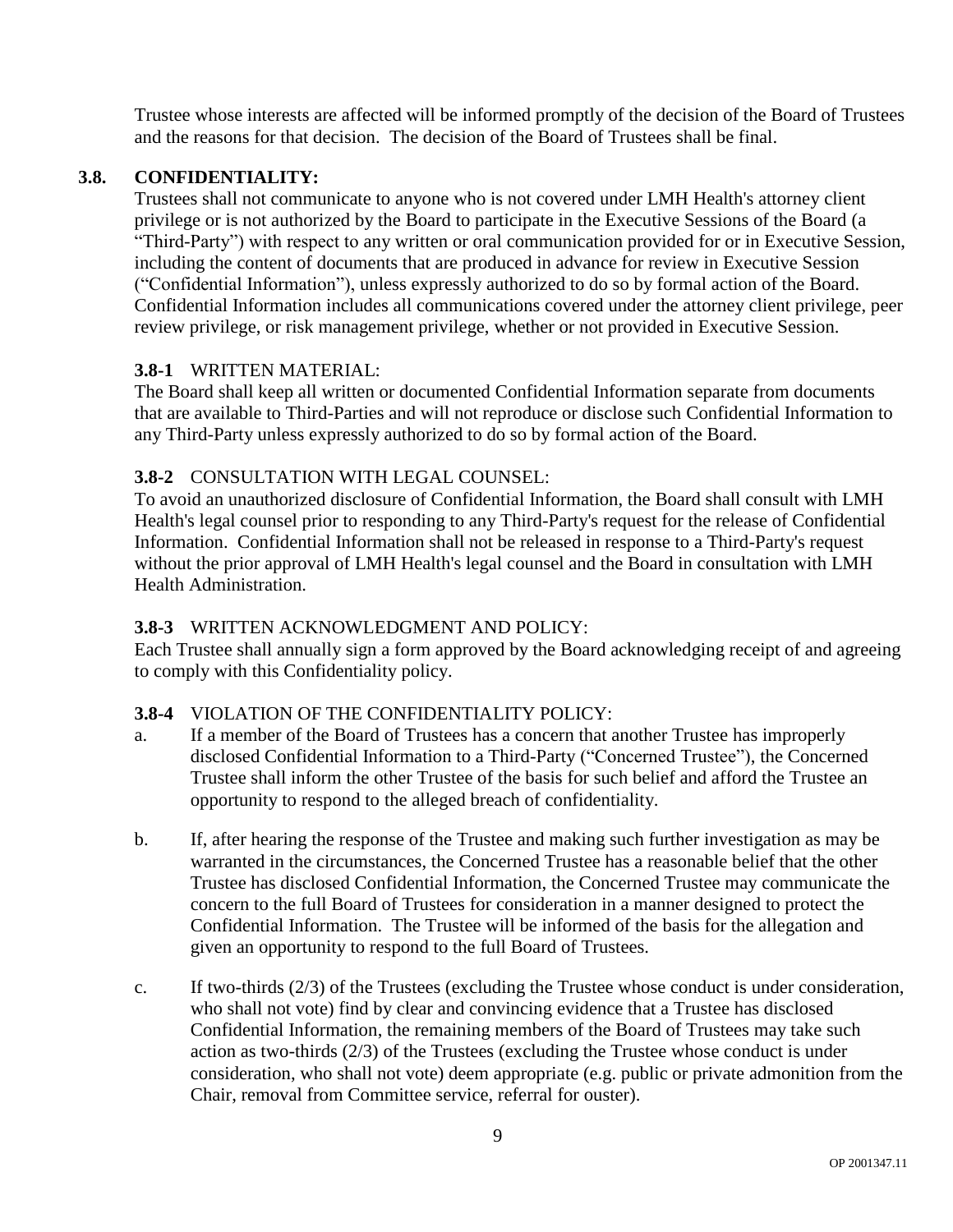Trustee whose interests are affected will be informed promptly of the decision of the Board of Trustees and the reasons for that decision. The decision of the Board of Trustees shall be final.

## 3.8. CONFIDENTIALITY:

Trustees shall not communicate to anyone who is not covered under LMH Health's attorney client privilege or is not authorized by the Board to participate in the Executive Sessions of the Board (a "Third-Party") with respect to any written or oral communication provided for or in Executive Session, including the content of documents that are produced in advance for review in Executive Session ("Confidential Information"), unless expressly authorized to do so by formal action of the Board. Confidential Information includes all communications covered under the attorney client privilege, peer review privilege, or risk management privilege, whether or not provided in Executive Session.

### 3.8-1 WRITTEN MATERIAL:

The Board shall keep all written or documented Confidential Information separate from documents that are available to Third-Parties and will not reproduce or disclose such Confidential Information to any Third-Party unless expressly authorized to do so by formal action of the Board.

### 3.8-2 CONSULTATION WITH LEGAL COUNSEL:

To avoid an unauthorized disclosure of Confidential Information, the Board shall consult with LMH Health's legal counsel prior to responding to any Third-Party's request for the release of Confidential Information. Confidential Information shall not be released in response to a Third-Party's request without the prior approval of LMH Health's legal counsel and the Board in consultation with LMH Health Administration.

### 3.8-3 WRITTEN ACKNOWLEDGMENT AND POLICY:

Each Trustee shall annually sign a form approved by the Board acknowledging receipt of and agreeing to comply with this Confidentiality policy.

### 3.8-4 VIOLATION OF THE CONFIDENTIALITY POLICY:

a. If a member of the Board of Trustees has a concern that another Trustee has improperly disclosed Confidential Information to a Third-Party ("Concerned Trustee"), the Concerned Trustee shall inform the other Trustee of the basis for such belief and afford the Trustee an opportunity to respond to the alleged breach of confidentiality.

b. If, after hearing the response of the Trustee and making such further investigation as may be warranted in the circumstances, the Concerned Trustee has a reasonable belief that the other Trustee has disclosed Confidential Information, the Concerned Trustee may communicate the concern to the full Board of Trustees for consideration in a manner designed to protect the Confidential Information. The Trustee will be informed of the basis for the allegation and given an opportunity to respond to the full Board of Trustees.

c. If two-thirds (2/3) of the Trustees (excluding the Trustee whose conduct is under consideration, who shall not vote) find by clear and convincing evidence that a Trustee has disclosed Confidential Information, the remaining members of the Board of Trustees may take such action as two-thirds (2/3) of the Trustees (excluding the Trustee whose conduct is under consideration, who shall not vote) deem appropriate (e.g. public or private admonition from the Chair, removal from Committee service, referral for ouster).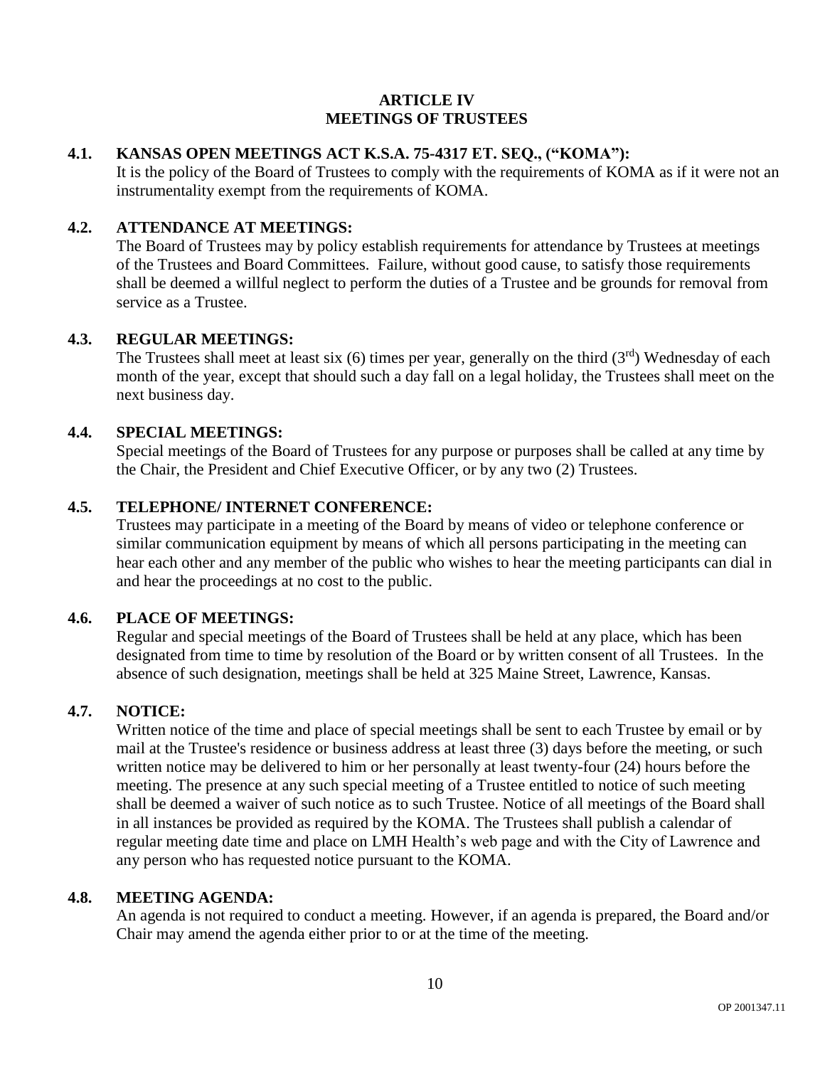# ARTICLE IV
# MEETINGS OF TRUSTEES

## 4.1. KANSAS OPEN MEETINGS ACT K.S.A. 75-4317 ET. SEQ., ("KOMA"):

It is the policy of the Board of Trustees to comply with the requirements of KOMA as if it were not an instrumentality exempt from the requirements of KOMA.

## 4.2. ATTENDANCE AT MEETINGS:

The Board of Trustees may by policy establish requirements for attendance by Trustees at meetings of the Trustees and Board Committees. Failure, without good cause, to satisfy those requirements shall be deemed a willful neglect to perform the duties of a Trustee and be grounds for removal from service as a Trustee.

## 4.3. REGULAR MEETINGS:

The Trustees shall meet at least six (6) times per year, generally on the third (3rd) Wednesday of each month of the year, except that should such a day fall on a legal holiday, the Trustees shall meet on the next business day.

## 4.4. SPECIAL MEETINGS:

Special meetings of the Board of Trustees for any purpose or purposes shall be called at any time by the Chair, the President and Chief Executive Officer, or by any two (2) Trustees.

## 4.5. TELEPHONE/ INTERNET CONFERENCE:

Trustees may participate in a meeting of the Board by means of video or telephone conference or similar communication equipment by means of which all persons participating in the meeting can hear each other and any member of the public who wishes to hear the meeting participants can dial in and hear the proceedings at no cost to the public.

## 4.6. PLACE OF MEETINGS:

Regular and special meetings of the Board of Trustees shall be held at any place, which has been designated from time to time by resolution of the Board or by written consent of all Trustees. In the absence of such designation, meetings shall be held at 325 Maine Street, Lawrence, Kansas.

## 4.7. NOTICE:

Written notice of the time and place of special meetings shall be sent to each Trustee by email or by mail at the Trustee's residence or business address at least three (3) days before the meeting, or such written notice may be delivered to him or her personally at least twenty-four (24) hours before the meeting. The presence at any such special meeting of a Trustee entitled to notice of such meeting shall be deemed a waiver of such notice as to such Trustee. Notice of all meetings of the Board shall in all instances be provided as required by the KOMA. The Trustees shall publish a calendar of regular meeting date time and place on LMH Health's web page and with the City of Lawrence and any person who has requested notice pursuant to the KOMA.

## 4.8. MEETING AGENDA:

An agenda is not required to conduct a meeting. However, if an agenda is prepared, the Board and/or Chair may amend the agenda either prior to or at the time of the meeting.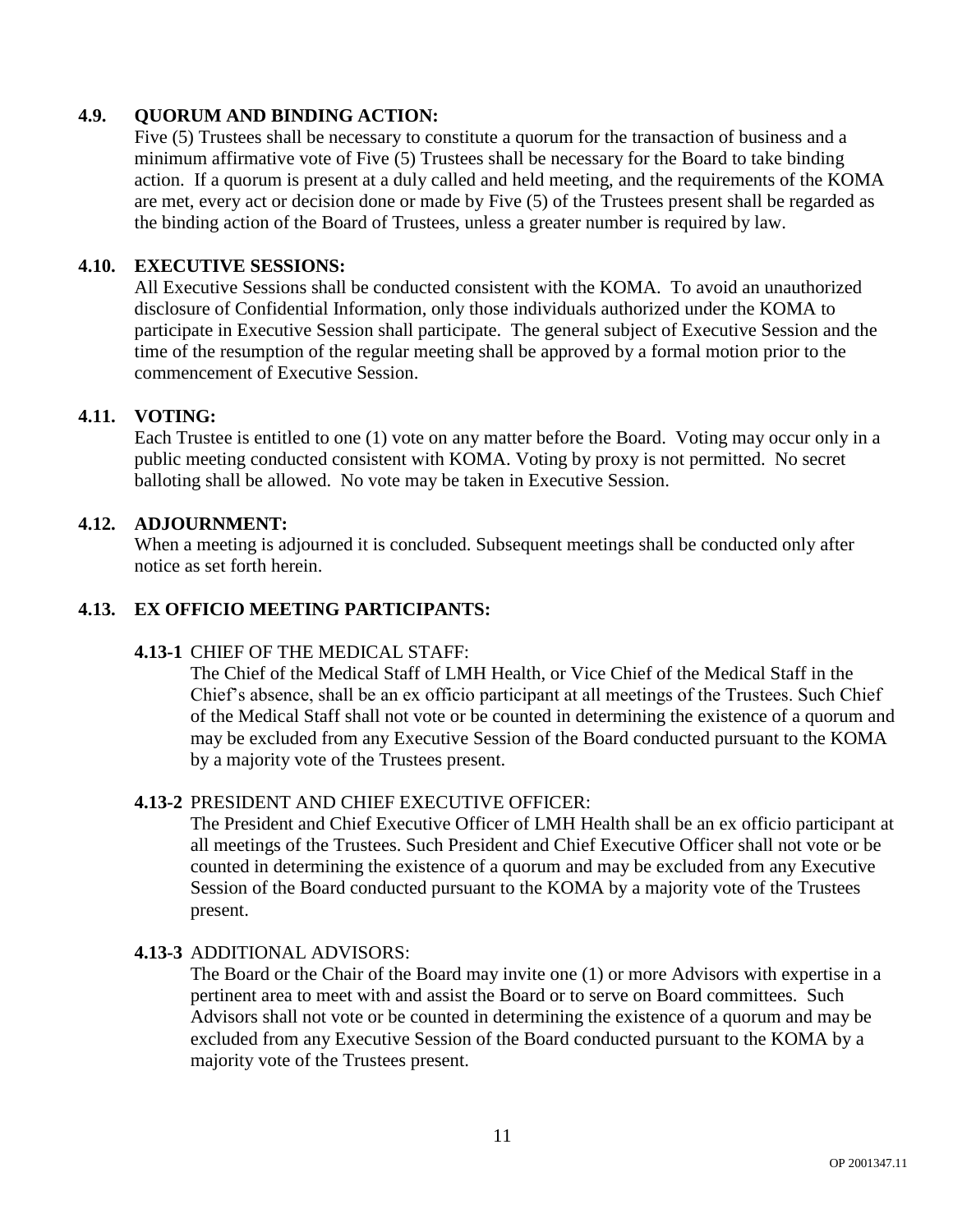### 4.9. QUORUM AND BINDING ACTION:

Five (5) Trustees shall be necessary to constitute a quorum for the transaction of business and a minimum affirmative vote of Five (5) Trustees shall be necessary for the Board to take binding action. If a quorum is present at a duly called and held meeting, and the requirements of the KOMA are met, every act or decision done or made by Five (5) of the Trustees present shall be regarded as the binding action of the Board of Trustees, unless a greater number is required by law.

### 4.10. EXECUTIVE SESSIONS:

All Executive Sessions shall be conducted consistent with the KOMA. To avoid an unauthorized disclosure of Confidential Information, only those individuals authorized under the KOMA to participate in Executive Session shall participate. The general subject of Executive Session and the time of the resumption of the regular meeting shall be approved by a formal motion prior to the commencement of Executive Session.

### 4.11. VOTING:

Each Trustee is entitled to one (1) vote on any matter before the Board. Voting may occur only in a public meeting conducted consistent with KOMA. Voting by proxy is not permitted. No secret balloting shall be allowed. No vote may be taken in Executive Session.

### 4.12. ADJOURNMENT:

When a meeting is adjourned it is concluded. Subsequent meetings shall be conducted only after notice as set forth herein.

### 4.13. EX OFFICIO MEETING PARTICIPANTS:

**4.13-1** CHIEF OF THE MEDICAL STAFF:

The Chief of the Medical Staff of LMH Health, or Vice Chief of the Medical Staff in the Chief's absence, shall be an ex officio participant at all meetings of the Trustees. Such Chief of the Medical Staff shall not vote or be counted in determining the existence of a quorum and may be excluded from any Executive Session of the Board conducted pursuant to the KOMA by a majority vote of the Trustees present.

**4.13-2** PRESIDENT AND CHIEF EXECUTIVE OFFICER:

The President and Chief Executive Officer of LMH Health shall be an ex officio participant at all meetings of the Trustees. Such President and Chief Executive Officer shall not vote or be counted in determining the existence of a quorum and may be excluded from any Executive Session of the Board conducted pursuant to the KOMA by a majority vote of the Trustees present.

**4.13-3** ADDITIONAL ADVISORS:

The Board or the Chair of the Board may invite one (1) or more Advisors with expertise in a pertinent area to meet with and assist the Board or to serve on Board committees. Such Advisors shall not vote or be counted in determining the existence of a quorum and may be excluded from any Executive Session of the Board conducted pursuant to the KOMA by a majority vote of the Trustees present.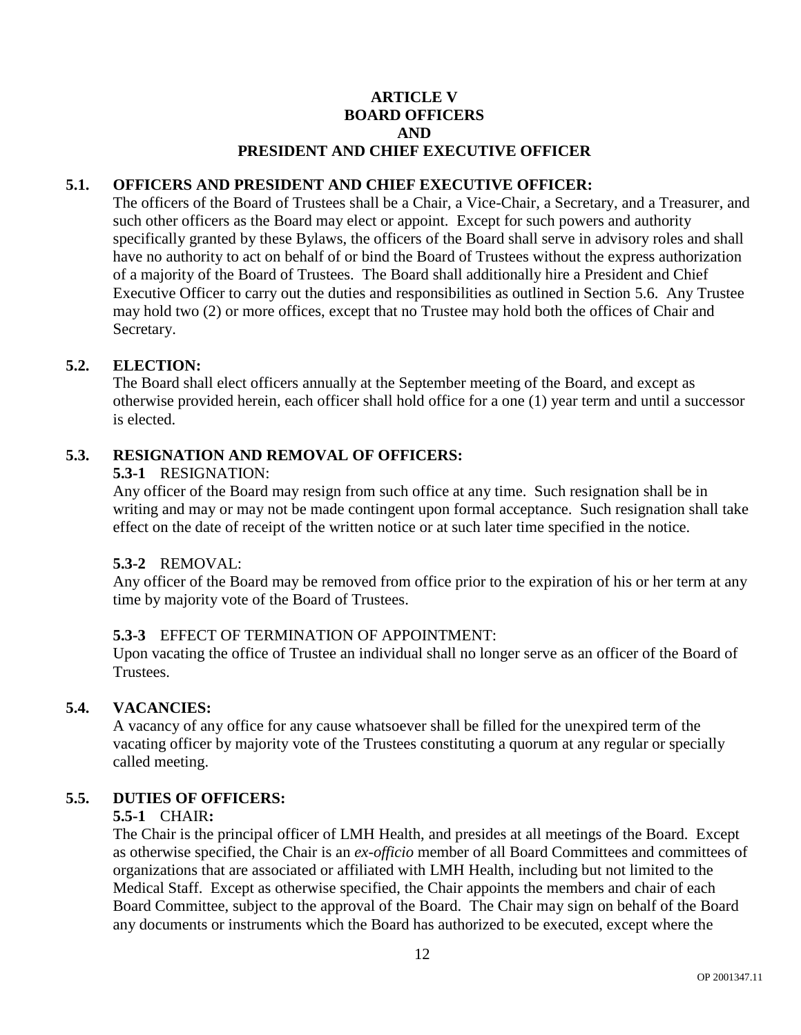# ARTICLE V
# BOARD OFFICERS
# AND
# PRESIDENT AND CHIEF EXECUTIVE OFFICER

## 5.1. OFFICERS AND PRESIDENT AND CHIEF EXECUTIVE OFFICER:

The officers of the Board of Trustees shall be a Chair, a Vice-Chair, a Secretary, and a Treasurer, and such other officers as the Board may elect or appoint. Except for such powers and authority specifically granted by these Bylaws, the officers of the Board shall serve in advisory roles and shall have no authority to act on behalf of or bind the Board of Trustees without the express authorization of a majority of the Board of Trustees. The Board shall additionally hire a President and Chief Executive Officer to carry out the duties and responsibilities as outlined in Section 5.6. Any Trustee may hold two (2) or more offices, except that no Trustee may hold both the offices of Chair and Secretary.

## 5.2. ELECTION:

The Board shall elect officers annually at the September meeting of the Board, and except as otherwise provided herein, each officer shall hold office for a one (1) year term and until a successor is elected.

## 5.3. RESIGNATION AND REMOVAL OF OFFICERS:

**5.3-1** RESIGNATION:

Any officer of the Board may resign from such office at any time. Such resignation shall be in writing and may or may not be made contingent upon formal acceptance. Such resignation shall take effect on the date of receipt of the written notice or at such later time specified in the notice.

**5.3-2** REMOVAL:

Any officer of the Board may be removed from office prior to the expiration of his or her term at any time by majority vote of the Board of Trustees.

**5.3-3** EFFECT OF TERMINATION OF APPOINTMENT:

Upon vacating the office of Trustee an individual shall no longer serve as an officer of the Board of Trustees.

## 5.4. VACANCIES:

A vacancy of any office for any cause whatsoever shall be filled for the unexpired term of the vacating officer by majority vote of the Trustees constituting a quorum at any regular or specially called meeting.

## 5.5. DUTIES OF OFFICERS:

**5.5-1** CHAIR**:**

The Chair is the principal officer of LMH Health, and presides at all meetings of the Board. Except as otherwise specified, the Chair is an *ex-officio* member of all Board Committees and committees of organizations that are associated or affiliated with LMH Health, including but not limited to the Medical Staff. Except as otherwise specified, the Chair appoints the members and chair of each Board Committee, subject to the approval of the Board. The Chair may sign on behalf of the Board any documents or instruments which the Board has authorized to be executed, except where the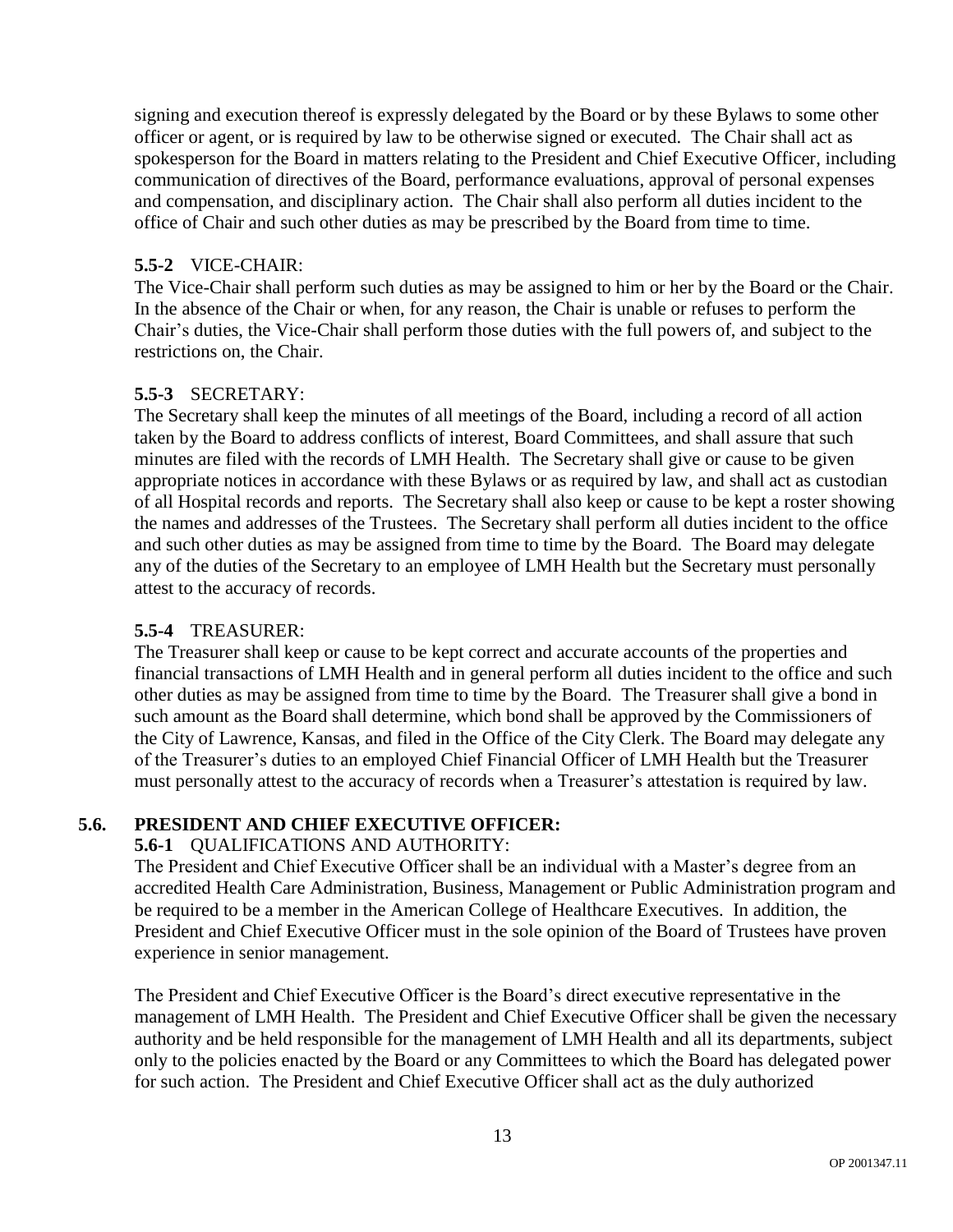signing and execution thereof is expressly delegated by the Board or by these Bylaws to some other officer or agent, or is required by law to be otherwise signed or executed. The Chair shall act as spokesperson for the Board in matters relating to the President and Chief Executive Officer, including communication of directives of the Board, performance evaluations, approval of personal expenses and compensation, and disciplinary action. The Chair shall also perform all duties incident to the office of Chair and such other duties as may be prescribed by the Board from time to time.

**5.5-2** VICE-CHAIR:
The Vice-Chair shall perform such duties as may be assigned to him or her by the Board or the Chair. In the absence of the Chair or when, for any reason, the Chair is unable or refuses to perform the Chair's duties, the Vice-Chair shall perform those duties with the full powers of, and subject to the restrictions on, the Chair.

**5.5-3** SECRETARY:
The Secretary shall keep the minutes of all meetings of the Board, including a record of all action taken by the Board to address conflicts of interest, Board Committees, and shall assure that such minutes are filed with the records of LMH Health. The Secretary shall give or cause to be given appropriate notices in accordance with these Bylaws or as required by law, and shall act as custodian of all Hospital records and reports. The Secretary shall also keep or cause to be kept a roster showing the names and addresses of the Trustees. The Secretary shall perform all duties incident to the office and such other duties as may be assigned from time to time by the Board. The Board may delegate any of the duties of the Secretary to an employee of LMH Health but the Secretary must personally attest to the accuracy of records.

**5.5-4** TREASURER:
The Treasurer shall keep or cause to be kept correct and accurate accounts of the properties and financial transactions of LMH Health and in general perform all duties incident to the office and such other duties as may be assigned from time to time by the Board. The Treasurer shall give a bond in such amount as the Board shall determine, which bond shall be approved by the Commissioners of the City of Lawrence, Kansas, and filed in the Office of the City Clerk. The Board may delegate any of the Treasurer's duties to an employed Chief Financial Officer of LMH Health but the Treasurer must personally attest to the accuracy of records when a Treasurer's attestation is required by law.

## 5.6. PRESIDENT AND CHIEF EXECUTIVE OFFICER:

**5.6-1** QUALIFICATIONS AND AUTHORITY:
The President and Chief Executive Officer shall be an individual with a Master's degree from an accredited Health Care Administration, Business, Management or Public Administration program and be required to be a member in the American College of Healthcare Executives. In addition, the President and Chief Executive Officer must in the sole opinion of the Board of Trustees have proven experience in senior management.

The President and Chief Executive Officer is the Board's direct executive representative in the management of LMH Health. The President and Chief Executive Officer shall be given the necessary authority and be held responsible for the management of LMH Health and all its departments, subject only to the policies enacted by the Board or any Committees to which the Board has delegated power for such action. The President and Chief Executive Officer shall act as the duly authorized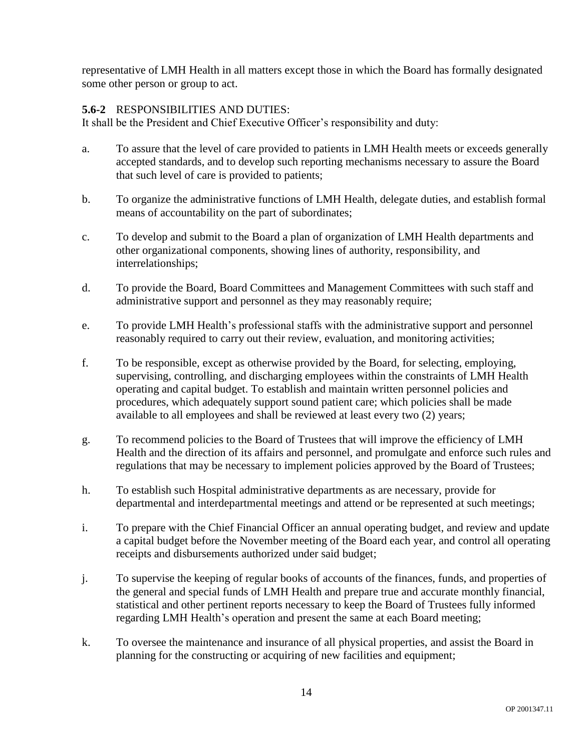representative of LMH Health in all matters except those in which the Board has formally designated some other person or group to act.

**5.6-2** RESPONSIBILITIES AND DUTIES:
It shall be the President and Chief Executive Officer's responsibility and duty:

a. To assure that the level of care provided to patients in LMH Health meets or exceeds generally accepted standards, and to develop such reporting mechanisms necessary to assure the Board that such level of care is provided to patients;

b. To organize the administrative functions of LMH Health, delegate duties, and establish formal means of accountability on the part of subordinates;

c. To develop and submit to the Board a plan of organization of LMH Health departments and other organizational components, showing lines of authority, responsibility, and interrelationships;

d. To provide the Board, Board Committees and Management Committees with such staff and administrative support and personnel as they may reasonably require;

e. To provide LMH Health's professional staffs with the administrative support and personnel reasonably required to carry out their review, evaluation, and monitoring activities;

f. To be responsible, except as otherwise provided by the Board, for selecting, employing, supervising, controlling, and discharging employees within the constraints of LMH Health operating and capital budget. To establish and maintain written personnel policies and procedures, which adequately support sound patient care; which policies shall be made available to all employees and shall be reviewed at least every two (2) years;

g. To recommend policies to the Board of Trustees that will improve the efficiency of LMH Health and the direction of its affairs and personnel, and promulgate and enforce such rules and regulations that may be necessary to implement policies approved by the Board of Trustees;

h. To establish such Hospital administrative departments as are necessary, provide for departmental and interdepartmental meetings and attend or be represented at such meetings;

i. To prepare with the Chief Financial Officer an annual operating budget, and review and update a capital budget before the November meeting of the Board each year, and control all operating receipts and disbursements authorized under said budget;

j. To supervise the keeping of regular books of accounts of the finances, funds, and properties of the general and special funds of LMH Health and prepare true and accurate monthly financial, statistical and other pertinent reports necessary to keep the Board of Trustees fully informed regarding LMH Health's operation and present the same at each Board meeting;

k. To oversee the maintenance and insurance of all physical properties, and assist the Board in planning for the constructing or acquiring of new facilities and equipment;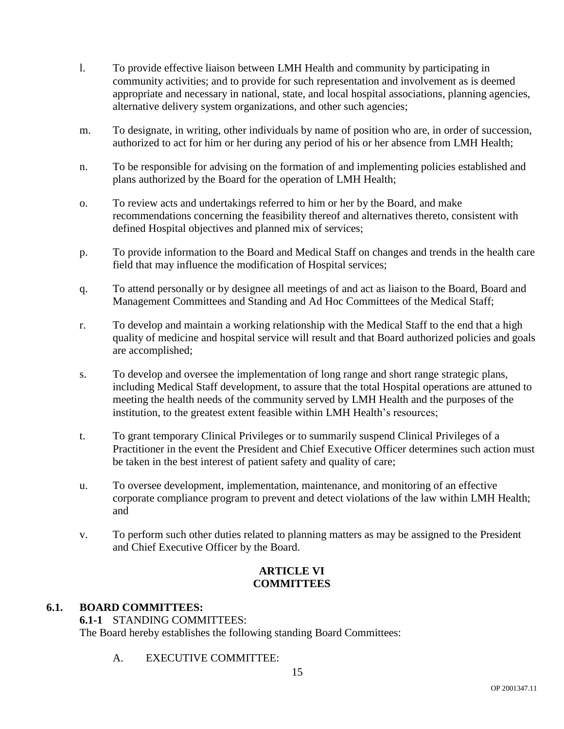l. To provide effective liaison between LMH Health and community by participating in community activities; and to provide for such representation and involvement as is deemed appropriate and necessary in national, state, and local hospital associations, planning agencies, alternative delivery system organizations, and other such agencies;

m. To designate, in writing, other individuals by name of position who are, in order of succession, authorized to act for him or her during any period of his or her absence from LMH Health;

n. To be responsible for advising on the formation of and implementing policies established and plans authorized by the Board for the operation of LMH Health;

o. To review acts and undertakings referred to him or her by the Board, and make recommendations concerning the feasibility thereof and alternatives thereto, consistent with defined Hospital objectives and planned mix of services;

p. To provide information to the Board and Medical Staff on changes and trends in the health care field that may influence the modification of Hospital services;

q. To attend personally or by designee all meetings of and act as liaison to the Board, Board and Management Committees and Standing and Ad Hoc Committees of the Medical Staff;

r. To develop and maintain a working relationship with the Medical Staff to the end that a high quality of medicine and hospital service will result and that Board authorized policies and goals are accomplished;

s. To develop and oversee the implementation of long range and short range strategic plans, including Medical Staff development, to assure that the total Hospital operations are attuned to meeting the health needs of the community served by LMH Health and the purposes of the institution, to the greatest extent feasible within LMH Health's resources;

t. To grant temporary Clinical Privileges or to summarily suspend Clinical Privileges of a Practitioner in the event the President and Chief Executive Officer determines such action must be taken in the best interest of patient safety and quality of care;

u. To oversee development, implementation, maintenance, and monitoring of an effective corporate compliance program to prevent and detect violations of the law within LMH Health; and

v. To perform such other duties related to planning matters as may be assigned to the President and Chief Executive Officer by the Board.

## ARTICLE VI
## COMMITTEES

### 6.1. BOARD COMMITTEES:

**6.1-1** STANDING COMMITTEES:

The Board hereby establishes the following standing Board Committees:

A. EXECUTIVE COMMITTEE: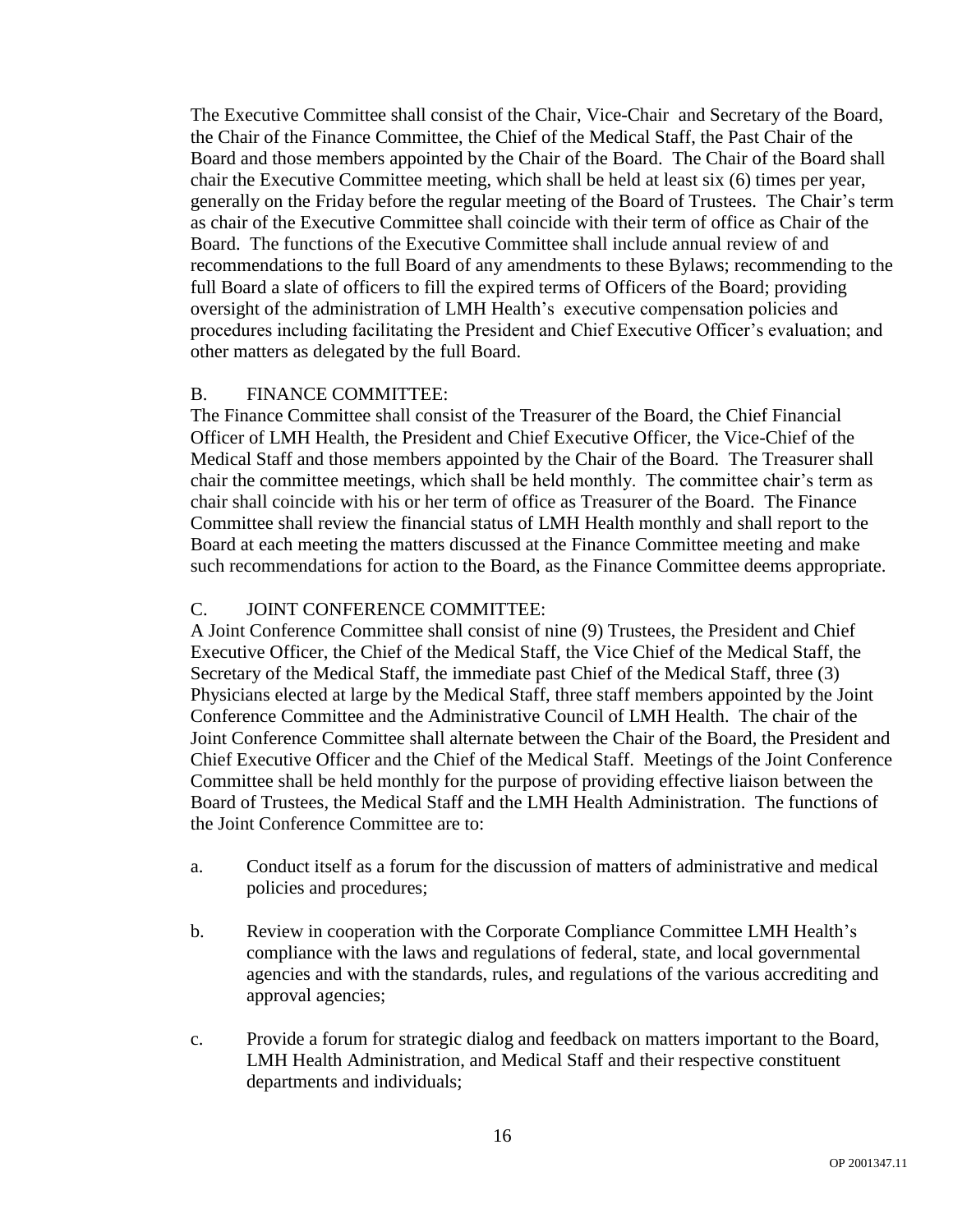The Executive Committee shall consist of the Chair, Vice-Chair and Secretary of the Board, the Chair of the Finance Committee, the Chief of the Medical Staff, the Past Chair of the Board and those members appointed by the Chair of the Board. The Chair of the Board shall chair the Executive Committee meeting, which shall be held at least six (6) times per year, generally on the Friday before the regular meeting of the Board of Trustees. The Chair's term as chair of the Executive Committee shall coincide with their term of office as Chair of the Board. The functions of the Executive Committee shall include annual review of and recommendations to the full Board of any amendments to these Bylaws; recommending to the full Board a slate of officers to fill the expired terms of Officers of the Board; providing oversight of the administration of LMH Health's executive compensation policies and procedures including facilitating the President and Chief Executive Officer's evaluation; and other matters as delegated by the full Board.

B. FINANCE COMMITTEE:

The Finance Committee shall consist of the Treasurer of the Board, the Chief Financial Officer of LMH Health, the President and Chief Executive Officer, the Vice-Chief of the Medical Staff and those members appointed by the Chair of the Board. The Treasurer shall chair the committee meetings, which shall be held monthly. The committee chair's term as chair shall coincide with his or her term of office as Treasurer of the Board. The Finance Committee shall review the financial status of LMH Health monthly and shall report to the Board at each meeting the matters discussed at the Finance Committee meeting and make such recommendations for action to the Board, as the Finance Committee deems appropriate.

C. JOINT CONFERENCE COMMITTEE:

A Joint Conference Committee shall consist of nine (9) Trustees, the President and Chief Executive Officer, the Chief of the Medical Staff, the Vice Chief of the Medical Staff, the Secretary of the Medical Staff, the immediate past Chief of the Medical Staff, three (3) Physicians elected at large by the Medical Staff, three staff members appointed by the Joint Conference Committee and the Administrative Council of LMH Health. The chair of the Joint Conference Committee shall alternate between the Chair of the Board, the President and Chief Executive Officer and the Chief of the Medical Staff. Meetings of the Joint Conference Committee shall be held monthly for the purpose of providing effective liaison between the Board of Trustees, the Medical Staff and the LMH Health Administration. The functions of the Joint Conference Committee are to:

a. Conduct itself as a forum for the discussion of matters of administrative and medical policies and procedures;

b. Review in cooperation with the Corporate Compliance Committee LMH Health's compliance with the laws and regulations of federal, state, and local governmental agencies and with the standards, rules, and regulations of the various accrediting and approval agencies;

c. Provide a forum for strategic dialog and feedback on matters important to the Board, LMH Health Administration, and Medical Staff and their respective constituent departments and individuals;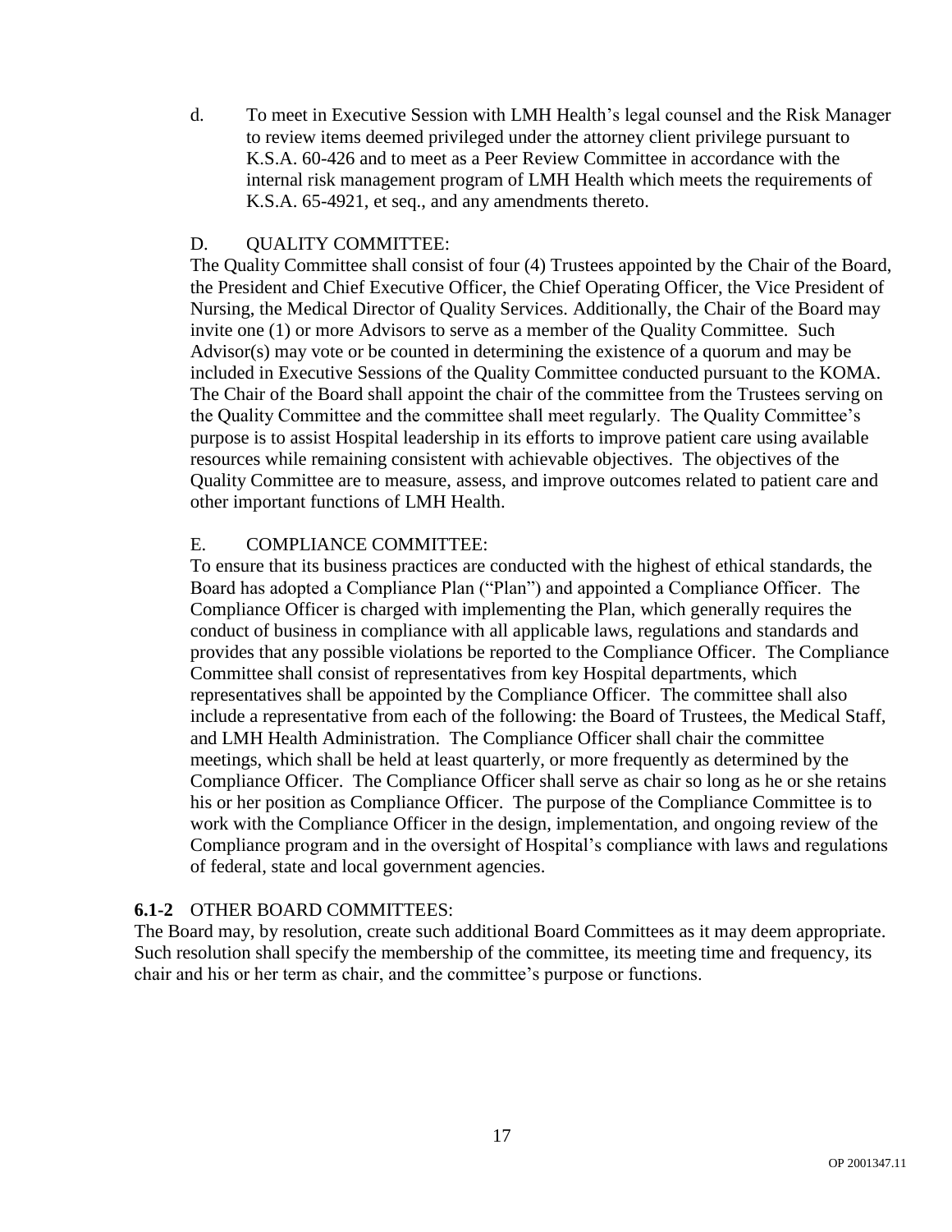d. To meet in Executive Session with LMH Health's legal counsel and the Risk Manager to review items deemed privileged under the attorney client privilege pursuant to K.S.A. 60-426 and to meet as a Peer Review Committee in accordance with the internal risk management program of LMH Health which meets the requirements of K.S.A. 65-4921, et seq., and any amendments thereto.

D. QUALITY COMMITTEE:

The Quality Committee shall consist of four (4) Trustees appointed by the Chair of the Board, the President and Chief Executive Officer, the Chief Operating Officer, the Vice President of Nursing, the Medical Director of Quality Services. Additionally, the Chair of the Board may invite one (1) or more Advisors to serve as a member of the Quality Committee. Such Advisor(s) may vote or be counted in determining the existence of a quorum and may be included in Executive Sessions of the Quality Committee conducted pursuant to the KOMA. The Chair of the Board shall appoint the chair of the committee from the Trustees serving on the Quality Committee and the committee shall meet regularly. The Quality Committee's purpose is to assist Hospital leadership in its efforts to improve patient care using available resources while remaining consistent with achievable objectives. The objectives of the Quality Committee are to measure, assess, and improve outcomes related to patient care and other important functions of LMH Health.

E. COMPLIANCE COMMITTEE:

To ensure that its business practices are conducted with the highest of ethical standards, the Board has adopted a Compliance Plan ("Plan") and appointed a Compliance Officer. The Compliance Officer is charged with implementing the Plan, which generally requires the conduct of business in compliance with all applicable laws, regulations and standards and provides that any possible violations be reported to the Compliance Officer. The Compliance Committee shall consist of representatives from key Hospital departments, which representatives shall be appointed by the Compliance Officer. The committee shall also include a representative from each of the following: the Board of Trustees, the Medical Staff, and LMH Health Administration. The Compliance Officer shall chair the committee meetings, which shall be held at least quarterly, or more frequently as determined by the Compliance Officer. The Compliance Officer shall serve as chair so long as he or she retains his or her position as Compliance Officer. The purpose of the Compliance Committee is to work with the Compliance Officer in the design, implementation, and ongoing review of the Compliance program and in the oversight of Hospital's compliance with laws and regulations of federal, state and local government agencies.

**6.1-2** OTHER BOARD COMMITTEES:

The Board may, by resolution, create such additional Board Committees as it may deem appropriate. Such resolution shall specify the membership of the committee, its meeting time and frequency, its chair and his or her term as chair, and the committee's purpose or functions.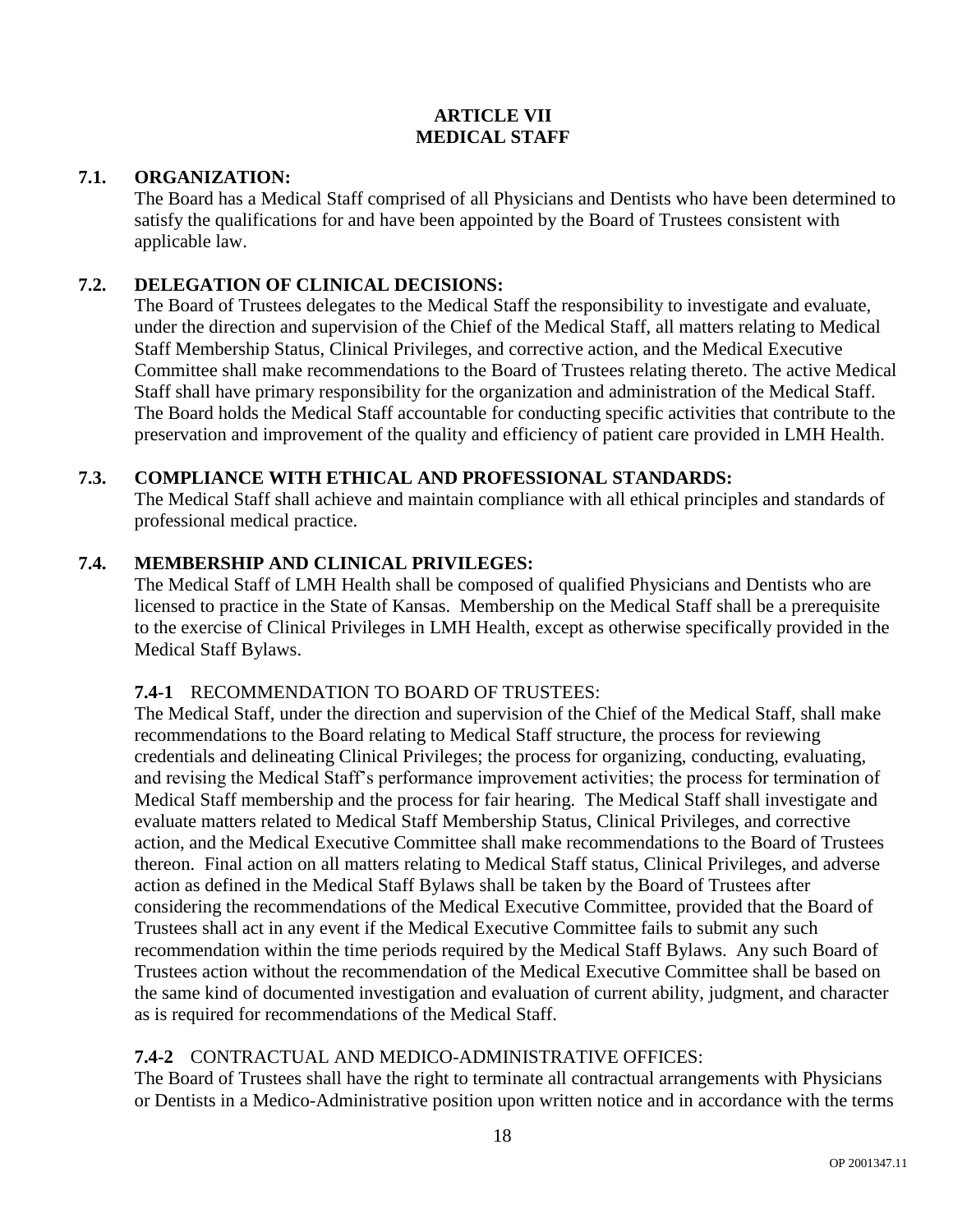# ARTICLE VII
# MEDICAL STAFF

## 7.1. ORGANIZATION:

The Board has a Medical Staff comprised of all Physicians and Dentists who have been determined to satisfy the qualifications for and have been appointed by the Board of Trustees consistent with applicable law.

## 7.2. DELEGATION OF CLINICAL DECISIONS:

The Board of Trustees delegates to the Medical Staff the responsibility to investigate and evaluate, under the direction and supervision of the Chief of the Medical Staff, all matters relating to Medical Staff Membership Status, Clinical Privileges, and corrective action, and the Medical Executive Committee shall make recommendations to the Board of Trustees relating thereto. The active Medical Staff shall have primary responsibility for the organization and administration of the Medical Staff. The Board holds the Medical Staff accountable for conducting specific activities that contribute to the preservation and improvement of the quality and efficiency of patient care provided in LMH Health.

## 7.3. COMPLIANCE WITH ETHICAL AND PROFESSIONAL STANDARDS:

The Medical Staff shall achieve and maintain compliance with all ethical principles and standards of professional medical practice.

## 7.4. MEMBERSHIP AND CLINICAL PRIVILEGES:

The Medical Staff of LMH Health shall be composed of qualified Physicians and Dentists who are licensed to practice in the State of Kansas. Membership on the Medical Staff shall be a prerequisite to the exercise of Clinical Privileges in LMH Health, except as otherwise specifically provided in the Medical Staff Bylaws.

### 7.4-1 RECOMMENDATION TO BOARD OF TRUSTEES:

The Medical Staff, under the direction and supervision of the Chief of the Medical Staff, shall make recommendations to the Board relating to Medical Staff structure, the process for reviewing credentials and delineating Clinical Privileges; the process for organizing, conducting, evaluating, and revising the Medical Staff's performance improvement activities; the process for termination of Medical Staff membership and the process for fair hearing. The Medical Staff shall investigate and evaluate matters related to Medical Staff Membership Status, Clinical Privileges, and corrective action, and the Medical Executive Committee shall make recommendations to the Board of Trustees thereon. Final action on all matters relating to Medical Staff status, Clinical Privileges, and adverse action as defined in the Medical Staff Bylaws shall be taken by the Board of Trustees after considering the recommendations of the Medical Executive Committee, provided that the Board of Trustees shall act in any event if the Medical Executive Committee fails to submit any such recommendation within the time periods required by the Medical Staff Bylaws. Any such Board of Trustees action without the recommendation of the Medical Executive Committee shall be based on the same kind of documented investigation and evaluation of current ability, judgment, and character as is required for recommendations of the Medical Staff.

### 7.4-2 CONTRACTUAL AND MEDICO-ADMINISTRATIVE OFFICES:

The Board of Trustees shall have the right to terminate all contractual arrangements with Physicians or Dentists in a Medico-Administrative position upon written notice and in accordance with the terms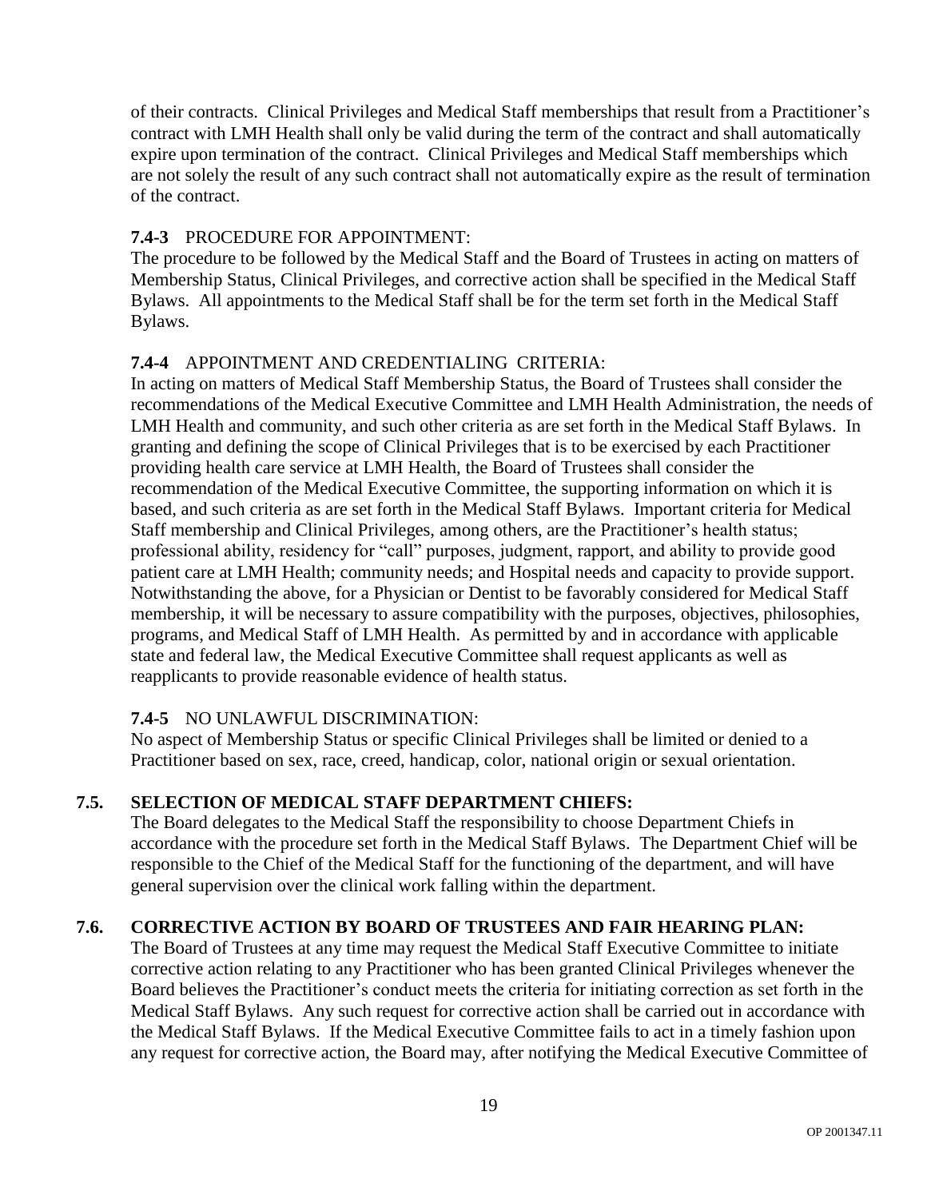of their contracts. Clinical Privileges and Medical Staff memberships that result from a Practitioner's contract with LMH Health shall only be valid during the term of the contract and shall automatically expire upon termination of the contract. Clinical Privileges and Medical Staff memberships which are not solely the result of any such contract shall not automatically expire as the result of termination of the contract.

**7.4-3** PROCEDURE FOR APPOINTMENT:
The procedure to be followed by the Medical Staff and the Board of Trustees in acting on matters of Membership Status, Clinical Privileges, and corrective action shall be specified in the Medical Staff Bylaws. All appointments to the Medical Staff shall be for the term set forth in the Medical Staff Bylaws.

**7.4-4** APPOINTMENT AND CREDENTIALING CRITERIA:
In acting on matters of Medical Staff Membership Status, the Board of Trustees shall consider the recommendations of the Medical Executive Committee and LMH Health Administration, the needs of LMH Health and community, and such other criteria as are set forth in the Medical Staff Bylaws. In granting and defining the scope of Clinical Privileges that is to be exercised by each Practitioner providing health care service at LMH Health, the Board of Trustees shall consider the recommendation of the Medical Executive Committee, the supporting information on which it is based, and such criteria as are set forth in the Medical Staff Bylaws. Important criteria for Medical Staff membership and Clinical Privileges, among others, are the Practitioner's health status; professional ability, residency for "call" purposes, judgment, rapport, and ability to provide good patient care at LMH Health; community needs; and Hospital needs and capacity to provide support. Notwithstanding the above, for a Physician or Dentist to be favorably considered for Medical Staff membership, it will be necessary to assure compatibility with the purposes, objectives, philosophies, programs, and Medical Staff of LMH Health. As permitted by and in accordance with applicable state and federal law, the Medical Executive Committee shall request applicants as well as reapplicants to provide reasonable evidence of health status.

**7.4-5** NO UNLAWFUL DISCRIMINATION:
No aspect of Membership Status or specific Clinical Privileges shall be limited or denied to a Practitioner based on sex, race, creed, handicap, color, national origin or sexual orientation.

## 7.5. SELECTION OF MEDICAL STAFF DEPARTMENT CHIEFS:

The Board delegates to the Medical Staff the responsibility to choose Department Chiefs in accordance with the procedure set forth in the Medical Staff Bylaws. The Department Chief will be responsible to the Chief of the Medical Staff for the functioning of the department, and will have general supervision over the clinical work falling within the department.

## 7.6. CORRECTIVE ACTION BY BOARD OF TRUSTEES AND FAIR HEARING PLAN:

The Board of Trustees at any time may request the Medical Staff Executive Committee to initiate corrective action relating to any Practitioner who has been granted Clinical Privileges whenever the Board believes the Practitioner's conduct meets the criteria for initiating correction as set forth in the Medical Staff Bylaws. Any such request for corrective action shall be carried out in accordance with the Medical Staff Bylaws. If the Medical Executive Committee fails to act in a timely fashion upon any request for corrective action, the Board may, after notifying the Medical Executive Committee of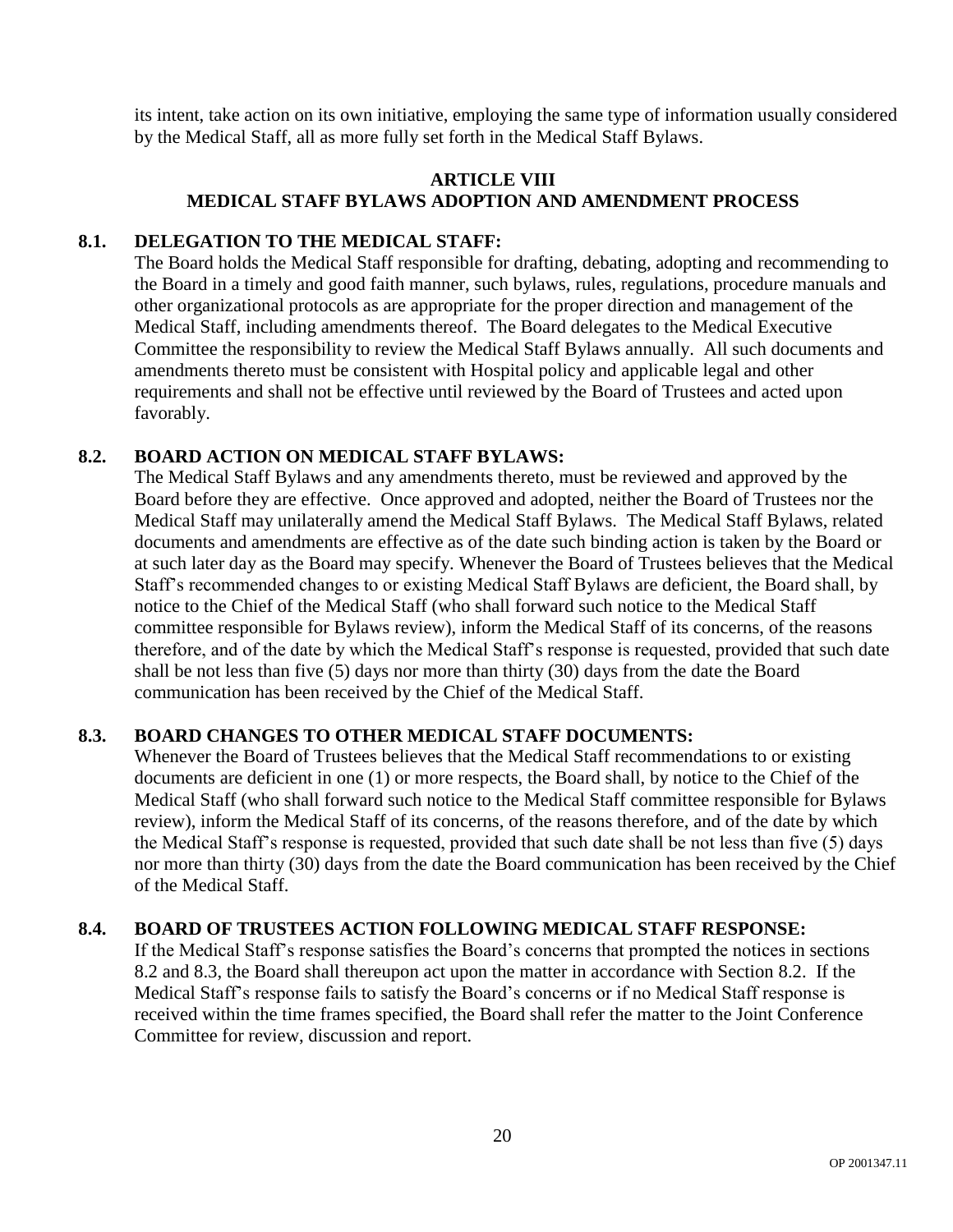its intent, take action on its own initiative, employing the same type of information usually considered by the Medical Staff, all as more fully set forth in the Medical Staff Bylaws.

## ARTICLE VIII
## MEDICAL STAFF BYLAWS ADOPTION AND AMENDMENT PROCESS

### 8.1. DELEGATION TO THE MEDICAL STAFF:

The Board holds the Medical Staff responsible for drafting, debating, adopting and recommending to the Board in a timely and good faith manner, such bylaws, rules, regulations, procedure manuals and other organizational protocols as are appropriate for the proper direction and management of the Medical Staff, including amendments thereof. The Board delegates to the Medical Executive Committee the responsibility to review the Medical Staff Bylaws annually. All such documents and amendments thereto must be consistent with Hospital policy and applicable legal and other requirements and shall not be effective until reviewed by the Board of Trustees and acted upon favorably.

### 8.2. BOARD ACTION ON MEDICAL STAFF BYLAWS:

The Medical Staff Bylaws and any amendments thereto, must be reviewed and approved by the Board before they are effective. Once approved and adopted, neither the Board of Trustees nor the Medical Staff may unilaterally amend the Medical Staff Bylaws. The Medical Staff Bylaws, related documents and amendments are effective as of the date such binding action is taken by the Board or at such later day as the Board may specify. Whenever the Board of Trustees believes that the Medical Staff's recommended changes to or existing Medical Staff Bylaws are deficient, the Board shall, by notice to the Chief of the Medical Staff (who shall forward such notice to the Medical Staff committee responsible for Bylaws review), inform the Medical Staff of its concerns, of the reasons therefore, and of the date by which the Medical Staff's response is requested, provided that such date shall be not less than five (5) days nor more than thirty (30) days from the date the Board communication has been received by the Chief of the Medical Staff.

### 8.3. BOARD CHANGES TO OTHER MEDICAL STAFF DOCUMENTS:

Whenever the Board of Trustees believes that the Medical Staff recommendations to or existing documents are deficient in one (1) or more respects, the Board shall, by notice to the Chief of the Medical Staff (who shall forward such notice to the Medical Staff committee responsible for Bylaws review), inform the Medical Staff of its concerns, of the reasons therefore, and of the date by which the Medical Staff's response is requested, provided that such date shall be not less than five (5) days nor more than thirty (30) days from the date the Board communication has been received by the Chief of the Medical Staff.

### 8.4. BOARD OF TRUSTEES ACTION FOLLOWING MEDICAL STAFF RESPONSE:

If the Medical Staff's response satisfies the Board's concerns that prompted the notices in sections 8.2 and 8.3, the Board shall thereupon act upon the matter in accordance with Section 8.2. If the Medical Staff's response fails to satisfy the Board's concerns or if no Medical Staff response is received within the time frames specified, the Board shall refer the matter to the Joint Conference Committee for review, discussion and report.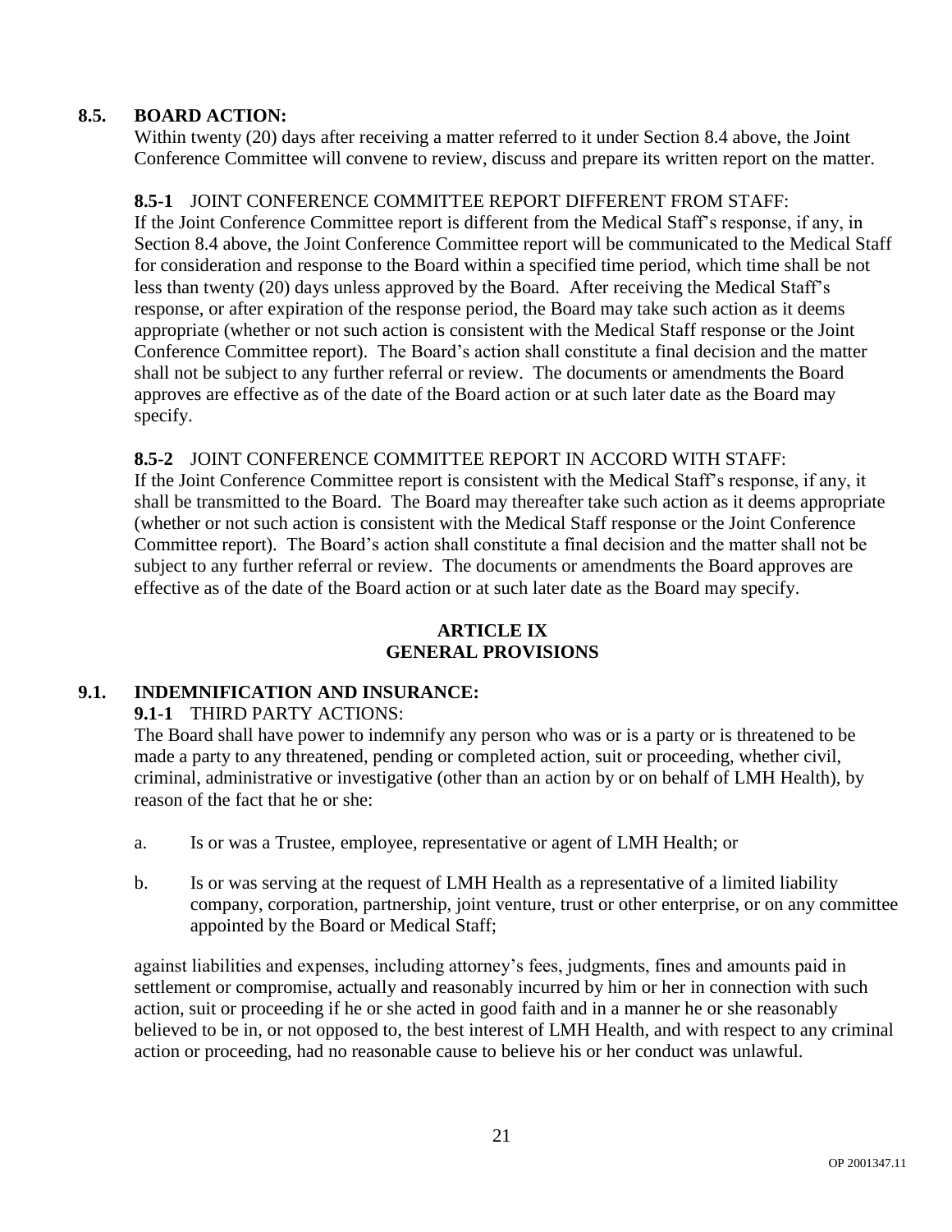### 8.5. BOARD ACTION:

Within twenty (20) days after receiving a matter referred to it under Section 8.4 above, the Joint Conference Committee will convene to review, discuss and prepare its written report on the matter.

**8.5-1** JOINT CONFERENCE COMMITTEE REPORT DIFFERENT FROM STAFF:
If the Joint Conference Committee report is different from the Medical Staff's response, if any, in Section 8.4 above, the Joint Conference Committee report will be communicated to the Medical Staff for consideration and response to the Board within a specified time period, which time shall be not less than twenty (20) days unless approved by the Board. After receiving the Medical Staff's response, or after expiration of the response period, the Board may take such action as it deems appropriate (whether or not such action is consistent with the Medical Staff response or the Joint Conference Committee report). The Board's action shall constitute a final decision and the matter shall not be subject to any further referral or review. The documents or amendments the Board approves are effective as of the date of the Board action or at such later date as the Board may specify.

**8.5-2** JOINT CONFERENCE COMMITTEE REPORT IN ACCORD WITH STAFF:
If the Joint Conference Committee report is consistent with the Medical Staff's response, if any, it shall be transmitted to the Board. The Board may thereafter take such action as it deems appropriate (whether or not such action is consistent with the Medical Staff response or the Joint Conference Committee report). The Board's action shall constitute a final decision and the matter shall not be subject to any further referral or review. The documents or amendments the Board approves are effective as of the date of the Board action or at such later date as the Board may specify.

## ARTICLE IX
## GENERAL PROVISIONS

### 9.1. INDEMNIFICATION AND INSURANCE:

**9.1-1** THIRD PARTY ACTIONS:
The Board shall have power to indemnify any person who was or is a party or is threatened to be made a party to any threatened, pending or completed action, suit or proceeding, whether civil, criminal, administrative or investigative (other than an action by or on behalf of LMH Health), by reason of the fact that he or she:

a. Is or was a Trustee, employee, representative or agent of LMH Health; or

b. Is or was serving at the request of LMH Health as a representative of a limited liability company, corporation, partnership, joint venture, trust or other enterprise, or on any committee appointed by the Board or Medical Staff;

against liabilities and expenses, including attorney's fees, judgments, fines and amounts paid in settlement or compromise, actually and reasonably incurred by him or her in connection with such action, suit or proceeding if he or she acted in good faith and in a manner he or she reasonably believed to be in, or not opposed to, the best interest of LMH Health, and with respect to any criminal action or proceeding, had no reasonable cause to believe his or her conduct was unlawful.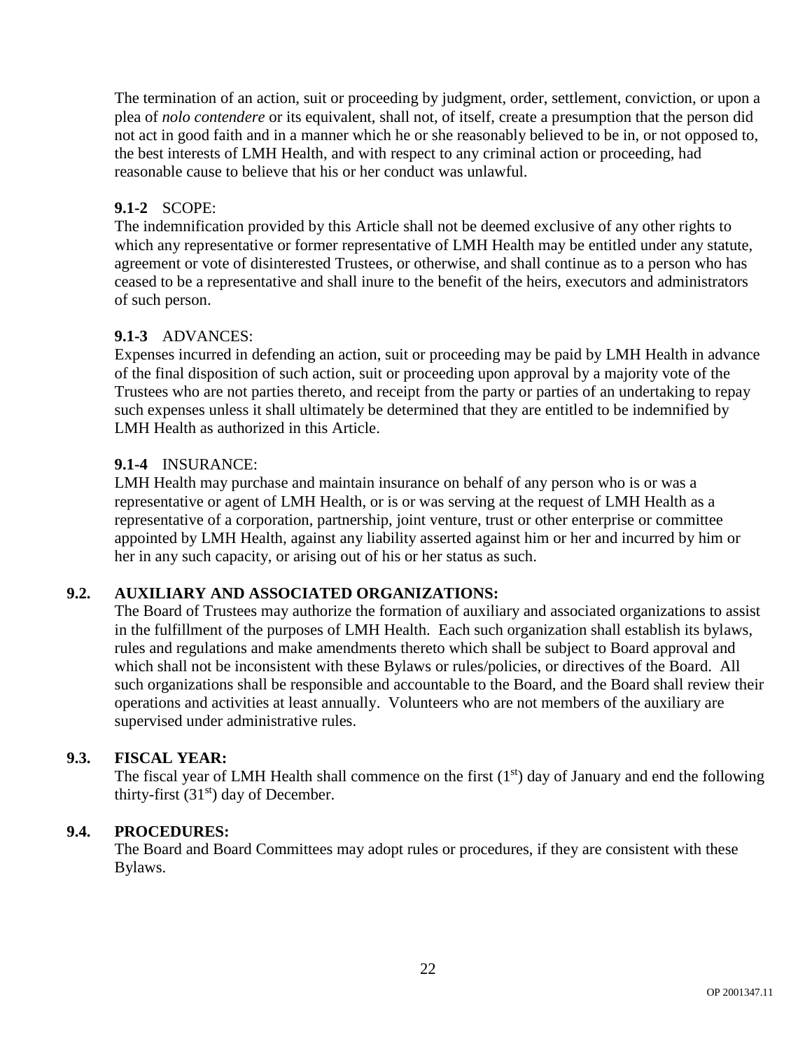The termination of an action, suit or proceeding by judgment, order, settlement, conviction, or upon a plea of *nolo contendere* or its equivalent, shall not, of itself, create a presumption that the person did not act in good faith and in a manner which he or she reasonably believed to be in, or not opposed to, the best interests of LMH Health, and with respect to any criminal action or proceeding, had reasonable cause to believe that his or her conduct was unlawful.

**9.1-2** SCOPE:
The indemnification provided by this Article shall not be deemed exclusive of any other rights to which any representative or former representative of LMH Health may be entitled under any statute, agreement or vote of disinterested Trustees, or otherwise, and shall continue as to a person who has ceased to be a representative and shall inure to the benefit of the heirs, executors and administrators of such person.

**9.1-3** ADVANCES:
Expenses incurred in defending an action, suit or proceeding may be paid by LMH Health in advance of the final disposition of such action, suit or proceeding upon approval by a majority vote of the Trustees who are not parties thereto, and receipt from the party or parties of an undertaking to repay such expenses unless it shall ultimately be determined that they are entitled to be indemnified by LMH Health as authorized in this Article.

**9.1-4** INSURANCE:
LMH Health may purchase and maintain insurance on behalf of any person who is or was a representative or agent of LMH Health, or is or was serving at the request of LMH Health as a representative of a corporation, partnership, joint venture, trust or other enterprise or committee appointed by LMH Health, against any liability asserted against him or her and incurred by him or her in any such capacity, or arising out of his or her status as such.

## 9.2. AUXILIARY AND ASSOCIATED ORGANIZATIONS:

The Board of Trustees may authorize the formation of auxiliary and associated organizations to assist in the fulfillment of the purposes of LMH Health. Each such organization shall establish its bylaws, rules and regulations and make amendments thereto which shall be subject to Board approval and which shall not be inconsistent with these Bylaws or rules/policies, or directives of the Board. All such organizations shall be responsible and accountable to the Board, and the Board shall review their operations and activities at least annually. Volunteers who are not members of the auxiliary are supervised under administrative rules.

## 9.3. FISCAL YEAR:

The fiscal year of LMH Health shall commence on the first (1st) day of January and end the following thirty-first (31st) day of December.

## 9.4. PROCEDURES:

The Board and Board Committees may adopt rules or procedures, if they are consistent with these Bylaws.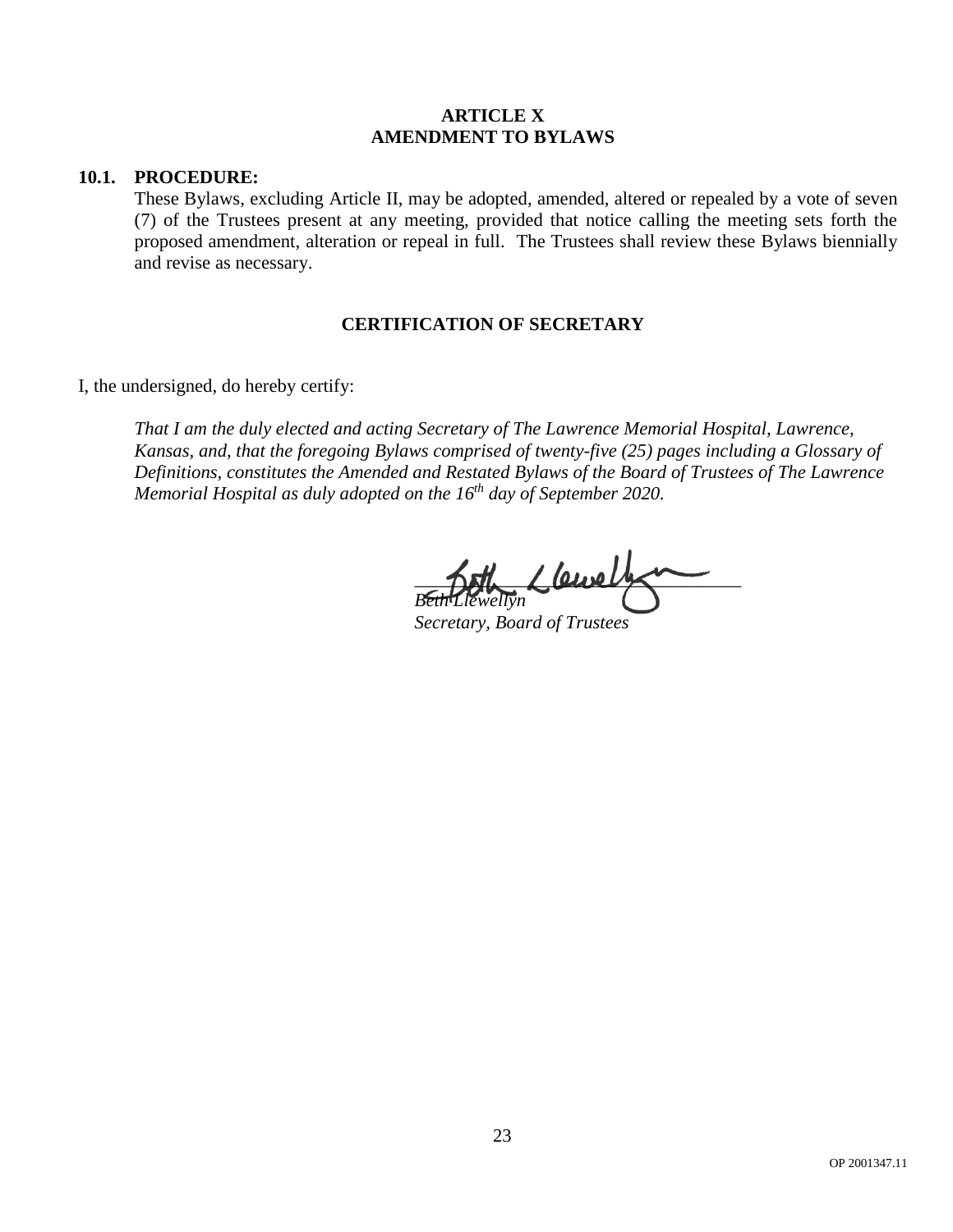## ARTICLE X
## AMENDMENT TO BYLAWS

**10.1. PROCEDURE:**

These Bylaws, excluding Article II, may be adopted, amended, altered or repealed by a vote of seven (7) of the Trustees present at any meeting, provided that notice calling the meeting sets forth the proposed amendment, alteration or repeal in full. The Trustees shall review these Bylaws biennially and revise as necessary.

## CERTIFICATION OF SECRETARY

I, the undersigned, do hereby certify:

*That I am the duly elected and acting Secretary of The Lawrence Memorial Hospital, Lawrence, Kansas, and, that the foregoing Bylaws comprised of twenty-five (25) pages including a Glossary of Definitions, constitutes the Amended and Restated Bylaws of the Board of Trustees of The Lawrence Memorial Hospital as duly adopted on the 16th day of September 2020.*

*Beth Llewellyn*
*Secretary, Board of Trustees*

OP 2001347.11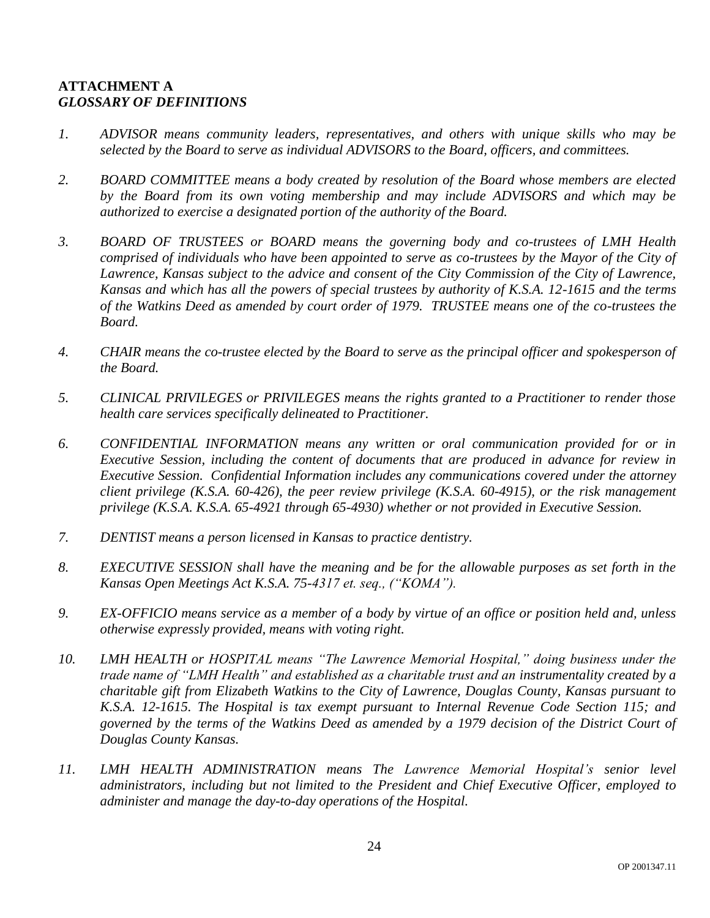**ATTACHMENT A**
***GLOSSARY OF DEFINITIONS***

1. *ADVISOR means community leaders, representatives, and others with unique skills who may be selected by the Board to serve as individual ADVISORS to the Board, officers, and committees.*

2. *BOARD COMMITTEE means a body created by resolution of the Board whose members are elected by the Board from its own voting membership and may include ADVISORS and which may be authorized to exercise a designated portion of the authority of the Board.*

3. *BOARD OF TRUSTEES or BOARD means the governing body and co-trustees of LMH Health comprised of individuals who have been appointed to serve as co-trustees by the Mayor of the City of Lawrence, Kansas subject to the advice and consent of the City Commission of the City of Lawrence, Kansas and which has all the powers of special trustees by authority of K.S.A. 12-1615 and the terms of the Watkins Deed as amended by court order of 1979. TRUSTEE means one of the co-trustees the Board.*

4. *CHAIR means the co-trustee elected by the Board to serve as the principal officer and spokesperson of the Board.*

5. *CLINICAL PRIVILEGES or PRIVILEGES means the rights granted to a Practitioner to render those health care services specifically delineated to Practitioner.*

6. *CONFIDENTIAL INFORMATION means any written or oral communication provided for or in Executive Session, including the content of documents that are produced in advance for review in Executive Session. Confidential Information includes any communications covered under the attorney client privilege (K.S.A. 60-426), the peer review privilege (K.S.A. 60-4915), or the risk management privilege (K.S.A. K.S.A. 65-4921 through 65-4930) whether or not provided in Executive Session.*

7. *DENTIST means a person licensed in Kansas to practice dentistry.*

8. *EXECUTIVE SESSION shall have the meaning and be for the allowable purposes as set forth in the Kansas Open Meetings Act K.S.A. 75-4317 et. seq., ("KOMA").*

9. *EX-OFFICIO means service as a member of a body by virtue of an office or position held and, unless otherwise expressly provided, means with voting right.*

10. *LMH HEALTH or HOSPITAL means "The Lawrence Memorial Hospital," doing business under the trade name of "LMH Health" and established as a charitable trust and an instrumentality created by a charitable gift from Elizabeth Watkins to the City of Lawrence, Douglas County, Kansas pursuant to K.S.A. 12-1615. The Hospital is tax exempt pursuant to Internal Revenue Code Section 115; and governed by the terms of the Watkins Deed as amended by a 1979 decision of the District Court of Douglas County Kansas.*

11. *LMH HEALTH ADMINISTRATION means The Lawrence Memorial Hospital's senior level administrators, including but not limited to the President and Chief Executive Officer, employed to administer and manage the day-to-day operations of the Hospital.*

OP 2001347.11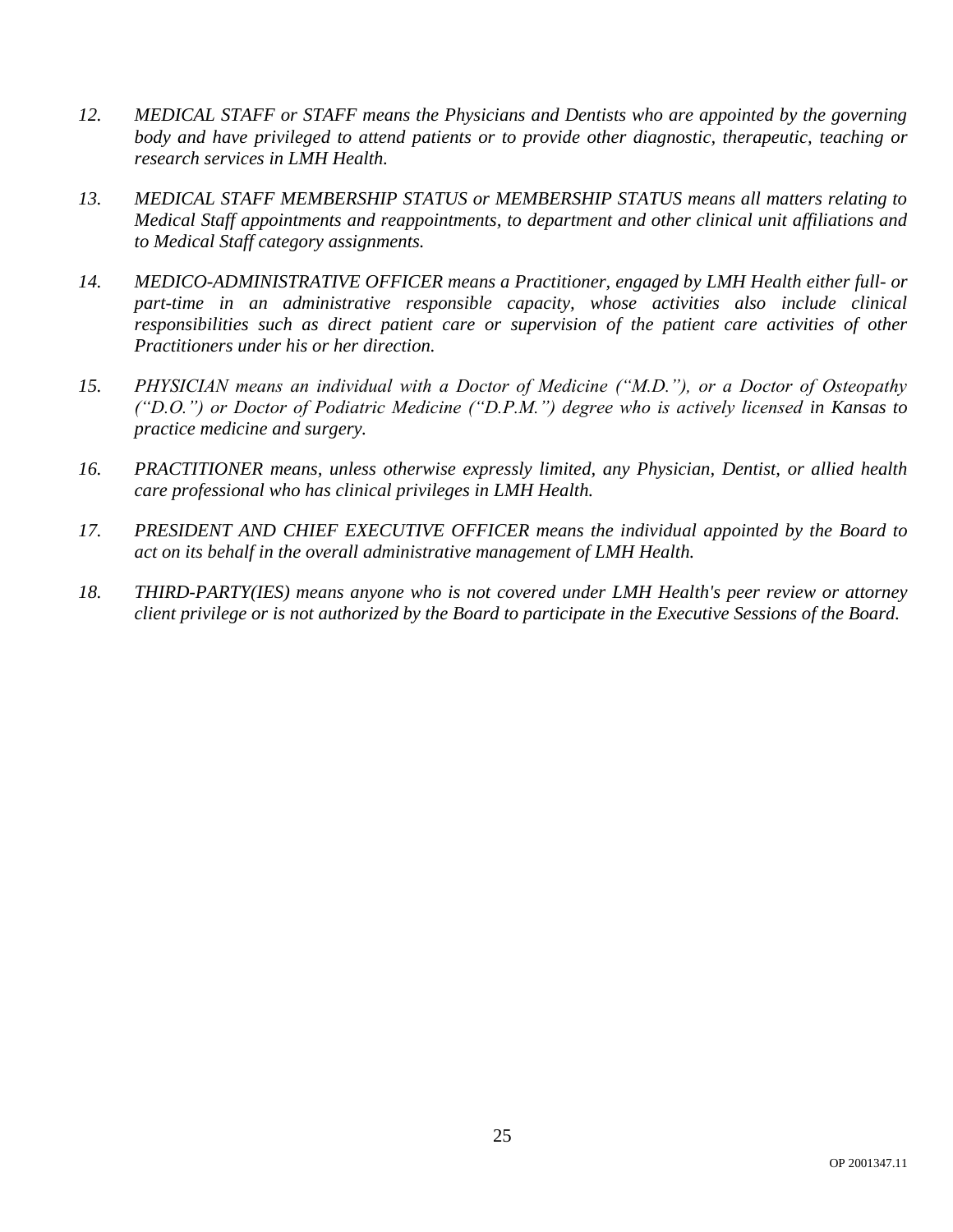12. *MEDICAL STAFF or STAFF means the Physicians and Dentists who are appointed by the governing body and have privileged to attend patients or to provide other diagnostic, therapeutic, teaching or research services in LMH Health.*

13. *MEDICAL STAFF MEMBERSHIP STATUS or MEMBERSHIP STATUS means all matters relating to Medical Staff appointments and reappointments, to department and other clinical unit affiliations and to Medical Staff category assignments.*

14. *MEDICO-ADMINISTRATIVE OFFICER means a Practitioner, engaged by LMH Health either full- or part-time in an administrative responsible capacity, whose activities also include clinical responsibilities such as direct patient care or supervision of the patient care activities of other Practitioners under his or her direction.*

15. *PHYSICIAN means an individual with a Doctor of Medicine ("M.D."), or a Doctor of Osteopathy ("D.O.") or Doctor of Podiatric Medicine ("D.P.M.") degree who is actively licensed in Kansas to practice medicine and surgery.*

16. *PRACTITIONER means, unless otherwise expressly limited, any Physician, Dentist, or allied health care professional who has clinical privileges in LMH Health.*

17. *PRESIDENT AND CHIEF EXECUTIVE OFFICER means the individual appointed by the Board to act on its behalf in the overall administrative management of LMH Health.*

18. *THIRD-PARTY(IES) means anyone who is not covered under LMH Health's peer review or attorney client privilege or is not authorized by the Board to participate in the Executive Sessions of the Board.*